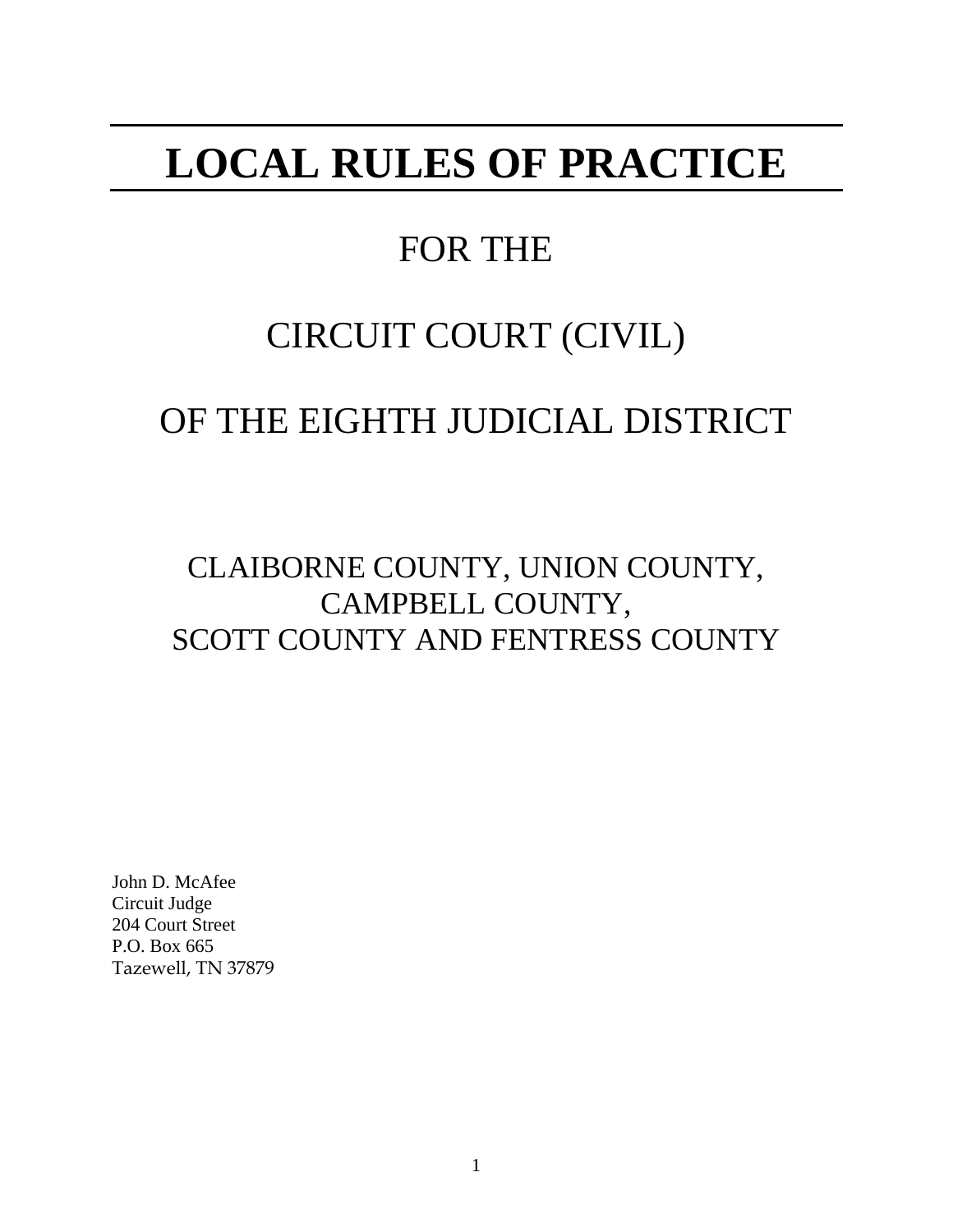# LOCAL RULES OF PRACTICE

## FOR THE

## CIRCUIT COURT (CIVIL)

## OF THE EIGHTH JUDICIAL DISTRICT

CLAIBORNE COUNTY, UNION COUNTY,
CAMPBELL COUNTY,
SCOTT COUNTY AND FENTRESS COUNTY

John D. McAfee
Circuit Judge
204 Court Street
P.O. Box 665
Tazewell, TN 37879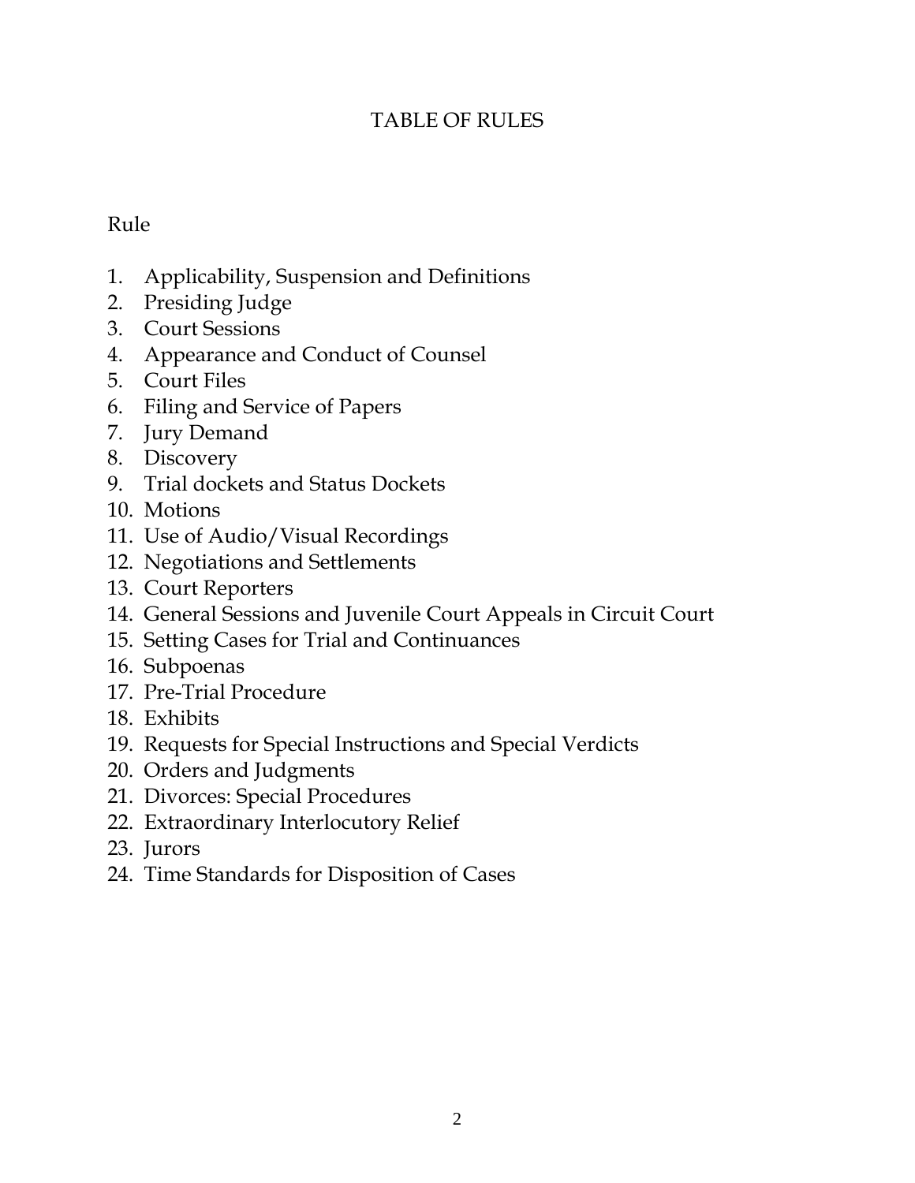# TABLE OF RULES

Rule

1. Applicability, Suspension and Definitions
2. Presiding Judge
3. Court Sessions
4. Appearance and Conduct of Counsel
5. Court Files
6. Filing and Service of Papers
7. Jury Demand
8. Discovery
9. Trial dockets and Status Dockets
10. Motions
11. Use of Audio/Visual Recordings
12. Negotiations and Settlements
13. Court Reporters
14. General Sessions and Juvenile Court Appeals in Circuit Court
15. Setting Cases for Trial and Continuances
16. Subpoenas
17. Pre-Trial Procedure
18. Exhibits
19. Requests for Special Instructions and Special Verdicts
20. Orders and Judgments
21. Divorces: Special Procedures
22. Extraordinary Interlocutory Relief
23. Jurors
24. Time Standards for Disposition of Cases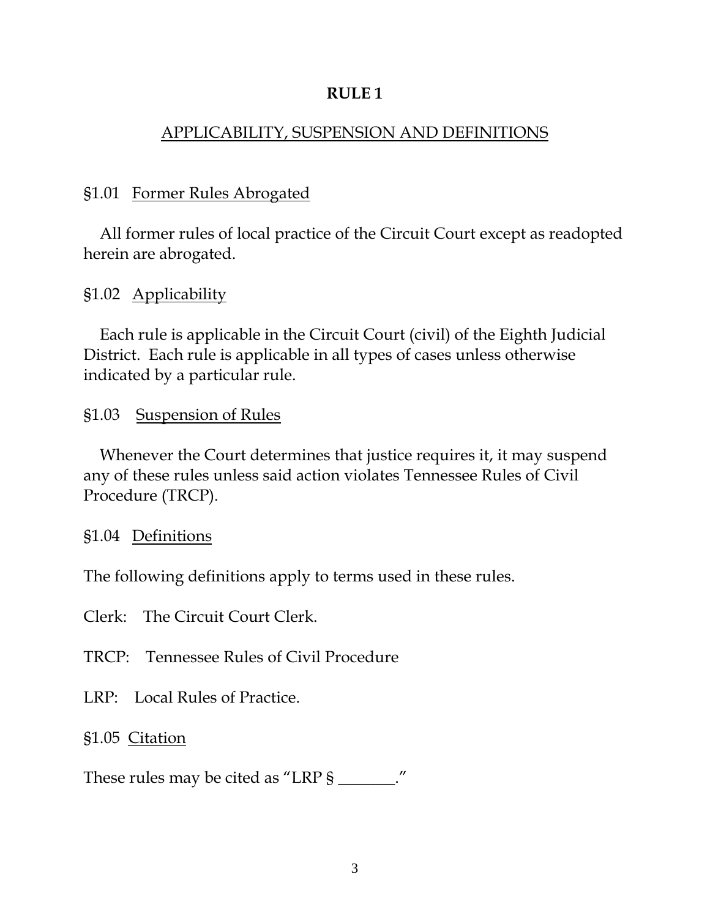# RULE 1

## APPLICABILITY, SUSPENSION AND DEFINITIONS

### §1.01 Former Rules Abrogated

All former rules of local practice of the Circuit Court except as readopted herein are abrogated.

### §1.02 Applicability

Each rule is applicable in the Circuit Court (civil) of the Eighth Judicial District. Each rule is applicable in all types of cases unless otherwise indicated by a particular rule.

### §1.03 Suspension of Rules

Whenever the Court determines that justice requires it, it may suspend any of these rules unless said action violates Tennessee Rules of Civil Procedure (TRCP).

### §1.04 Definitions

The following definitions apply to terms used in these rules.

Clerk: The Circuit Court Clerk.

TRCP: Tennessee Rules of Civil Procedure

LRP: Local Rules of Practice.

### §1.05 Citation

These rules may be cited as "LRP § _______."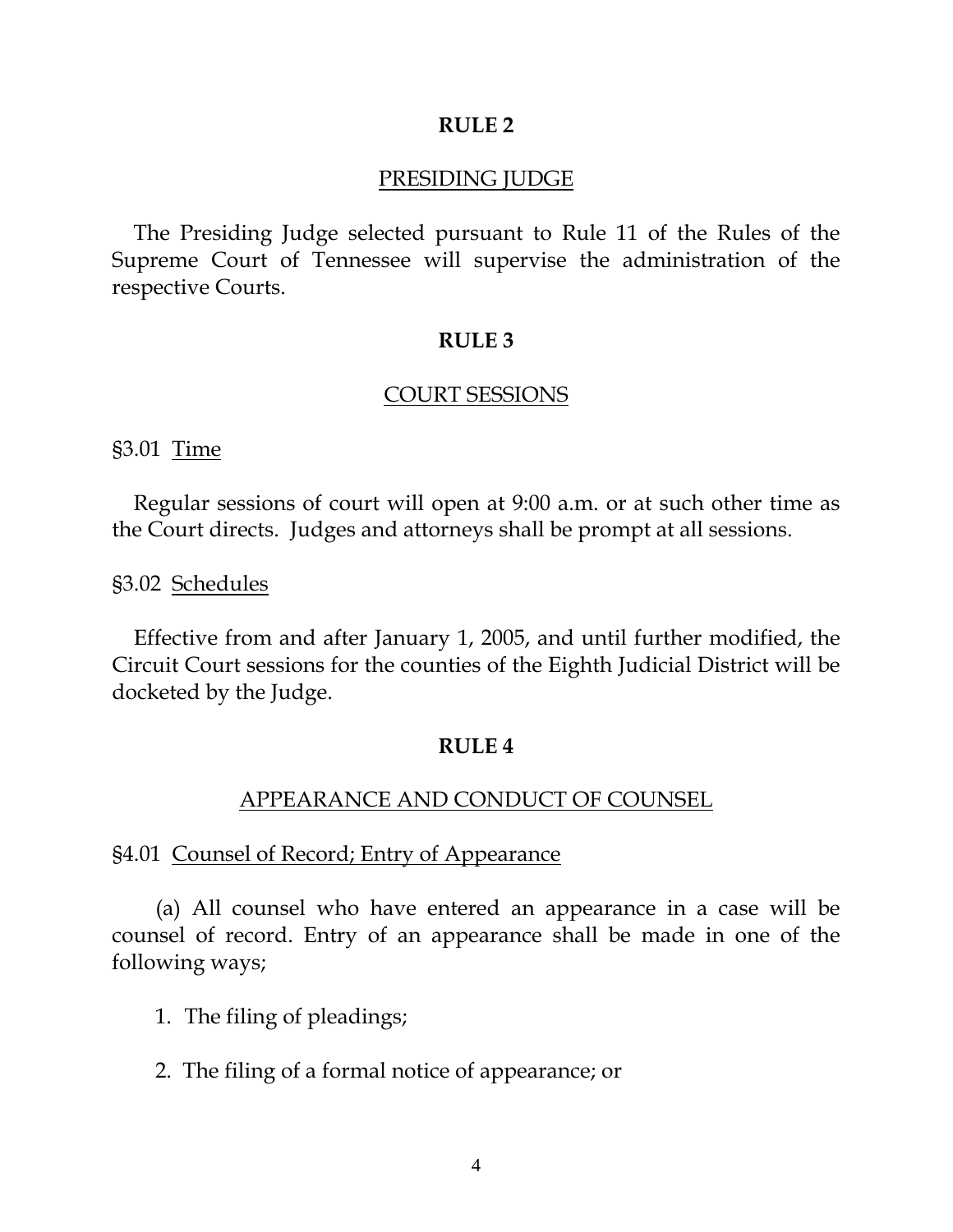## RULE 2

### PRESIDING JUDGE

The Presiding Judge selected pursuant to Rule 11 of the Rules of the Supreme Court of Tennessee will supervise the administration of the respective Courts.

## RULE 3

### COURT SESSIONS

§3.01 Time

Regular sessions of court will open at 9:00 a.m. or at such other time as the Court directs. Judges and attorneys shall be prompt at all sessions.

§3.02 Schedules

Effective from and after January 1, 2005, and until further modified, the Circuit Court sessions for the counties of the Eighth Judicial District will be docketed by the Judge.

## RULE 4

### APPEARANCE AND CONDUCT OF COUNSEL

§4.01 Counsel of Record; Entry of Appearance

(a) All counsel who have entered an appearance in a case will be counsel of record. Entry of an appearance shall be made in one of the following ways;

1. The filing of pleadings;

2. The filing of a formal notice of appearance; or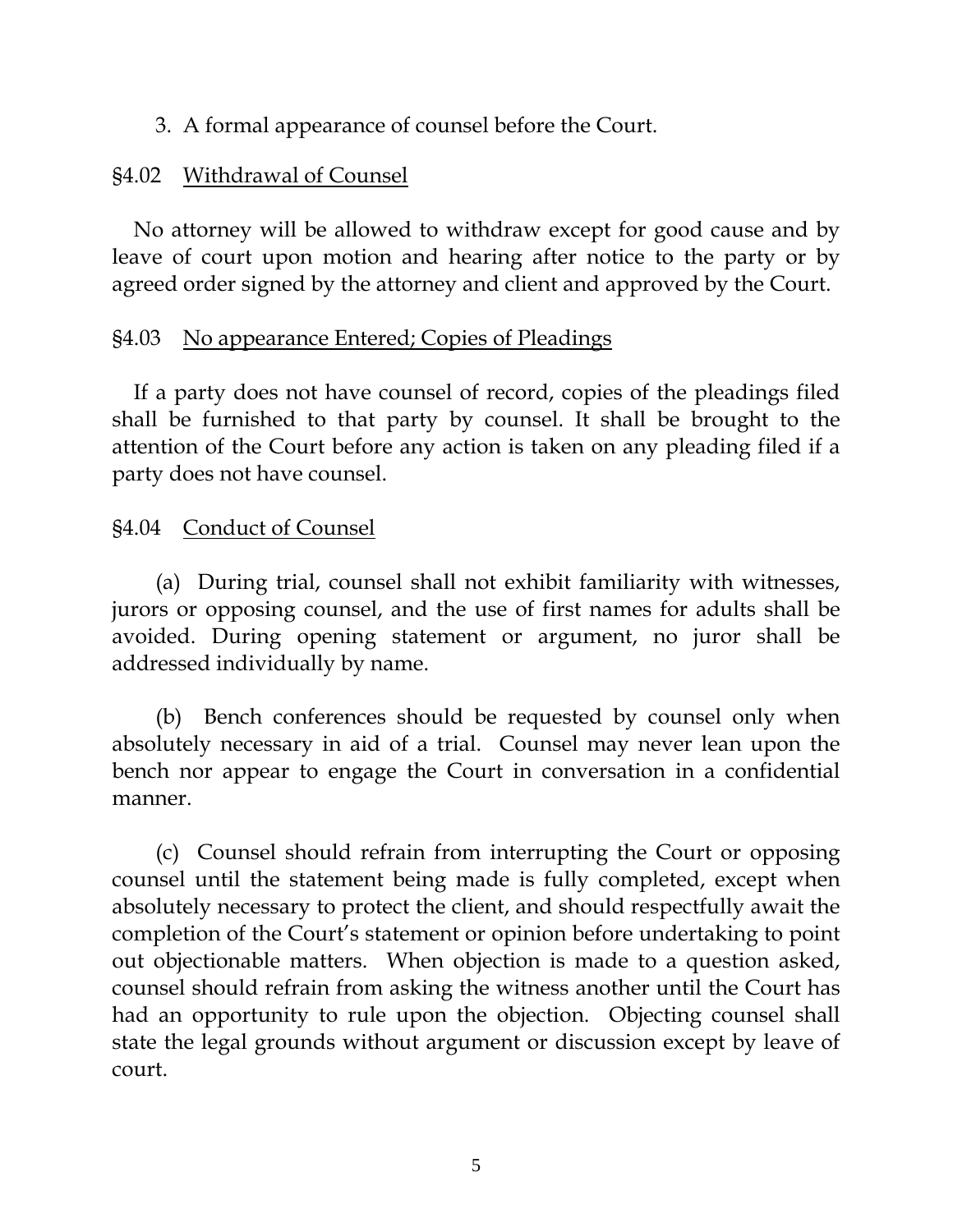3. A formal appearance of counsel before the Court.

§4.02 Withdrawal of Counsel

No attorney will be allowed to withdraw except for good cause and by leave of court upon motion and hearing after notice to the party or by agreed order signed by the attorney and client and approved by the Court.

§4.03 No appearance Entered; Copies of Pleadings

If a party does not have counsel of record, copies of the pleadings filed shall be furnished to that party by counsel. It shall be brought to the attention of the Court before any action is taken on any pleading filed if a party does not have counsel.

§4.04 Conduct of Counsel

(a) During trial, counsel shall not exhibit familiarity with witnesses, jurors or opposing counsel, and the use of first names for adults shall be avoided. During opening statement or argument, no juror shall be addressed individually by name.

(b) Bench conferences should be requested by counsel only when absolutely necessary in aid of a trial. Counsel may never lean upon the bench nor appear to engage the Court in conversation in a confidential manner.

(c) Counsel should refrain from interrupting the Court or opposing counsel until the statement being made is fully completed, except when absolutely necessary to protect the client, and should respectfully await the completion of the Court's statement or opinion before undertaking to point out objectionable matters. When objection is made to a question asked, counsel should refrain from asking the witness another until the Court has had an opportunity to rule upon the objection. Objecting counsel shall state the legal grounds without argument or discussion except by leave of court.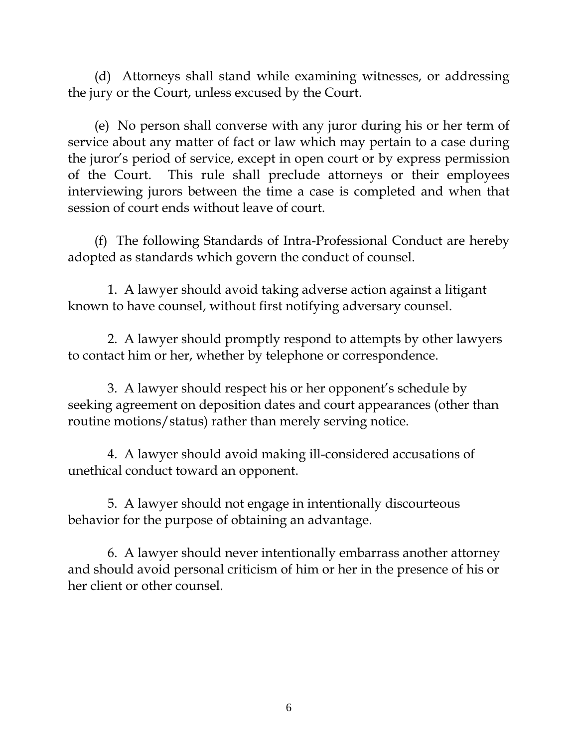(d) Attorneys shall stand while examining witnesses, or addressing the jury or the Court, unless excused by the Court.

(e) No person shall converse with any juror during his or her term of service about any matter of fact or law which may pertain to a case during the juror's period of service, except in open court or by express permission of the Court. This rule shall preclude attorneys or their employees interviewing jurors between the time a case is completed and when that session of court ends without leave of court.

(f) The following Standards of Intra-Professional Conduct are hereby adopted as standards which govern the conduct of counsel.

1. A lawyer should avoid taking adverse action against a litigant known to have counsel, without first notifying adversary counsel.

2. A lawyer should promptly respond to attempts by other lawyers to contact him or her, whether by telephone or correspondence.

3. A lawyer should respect his or her opponent's schedule by seeking agreement on deposition dates and court appearances (other than routine motions/status) rather than merely serving notice.

4. A lawyer should avoid making ill-considered accusations of unethical conduct toward an opponent.

5. A lawyer should not engage in intentionally discourteous behavior for the purpose of obtaining an advantage.

6. A lawyer should never intentionally embarrass another attorney and should avoid personal criticism of him or her in the presence of his or her client or other counsel.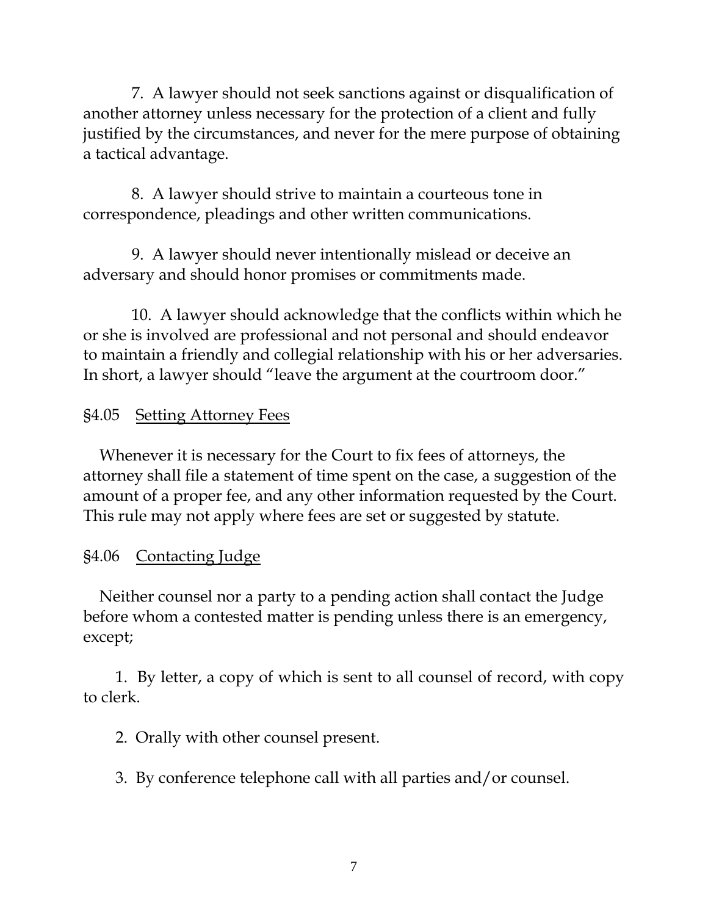7. A lawyer should not seek sanctions against or disqualification of another attorney unless necessary for the protection of a client and fully justified by the circumstances, and never for the mere purpose of obtaining a tactical advantage.

8. A lawyer should strive to maintain a courteous tone in correspondence, pleadings and other written communications.

9. A lawyer should never intentionally mislead or deceive an adversary and should honor promises or commitments made.

10. A lawyer should acknowledge that the conflicts within which he or she is involved are professional and not personal and should endeavor to maintain a friendly and collegial relationship with his or her adversaries. In short, a lawyer should "leave the argument at the courtroom door."

## §4.05 Setting Attorney Fees

Whenever it is necessary for the Court to fix fees of attorneys, the attorney shall file a statement of time spent on the case, a suggestion of the amount of a proper fee, and any other information requested by the Court. This rule may not apply where fees are set or suggested by statute.

## §4.06 Contacting Judge

Neither counsel nor a party to a pending action shall contact the Judge before whom a contested matter is pending unless there is an emergency, except;

1. By letter, a copy of which is sent to all counsel of record, with copy to clerk.

2. Orally with other counsel present.

3. By conference telephone call with all parties and/or counsel.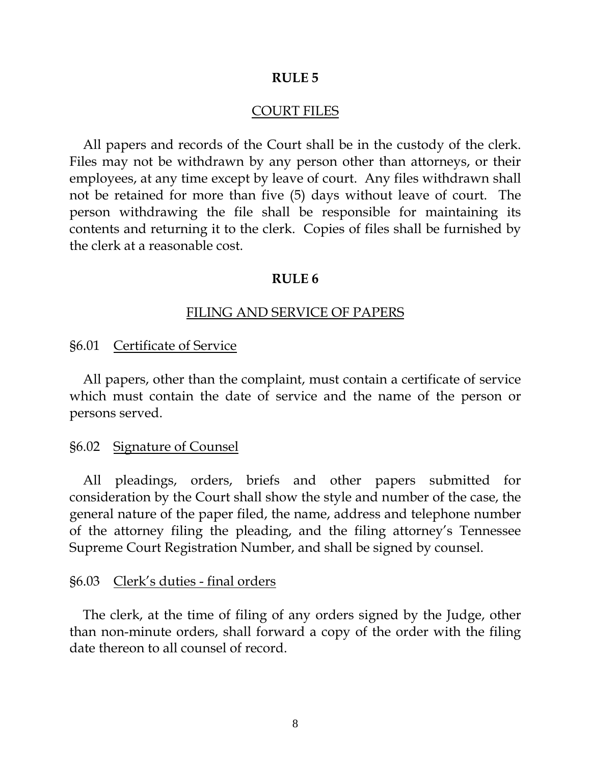## RULE 5

### COURT FILES

All papers and records of the Court shall be in the custody of the clerk. Files may not be withdrawn by any person other than attorneys, or their employees, at any time except by leave of court. Any files withdrawn shall not be retained for more than five (5) days without leave of court. The person withdrawing the file shall be responsible for maintaining its contents and returning it to the clerk. Copies of files shall be furnished by the clerk at a reasonable cost.

## RULE 6

### FILING AND SERVICE OF PAPERS

§6.01 Certificate of Service

All papers, other than the complaint, must contain a certificate of service which must contain the date of service and the name of the person or persons served.

§6.02 Signature of Counsel

All pleadings, orders, briefs and other papers submitted for consideration by the Court shall show the style and number of the case, the general nature of the paper filed, the name, address and telephone number of the attorney filing the pleading, and the filing attorney's Tennessee Supreme Court Registration Number, and shall be signed by counsel.

§6.03 Clerk's duties - final orders

The clerk, at the time of filing of any orders signed by the Judge, other than non-minute orders, shall forward a copy of the order with the filing date thereon to all counsel of record.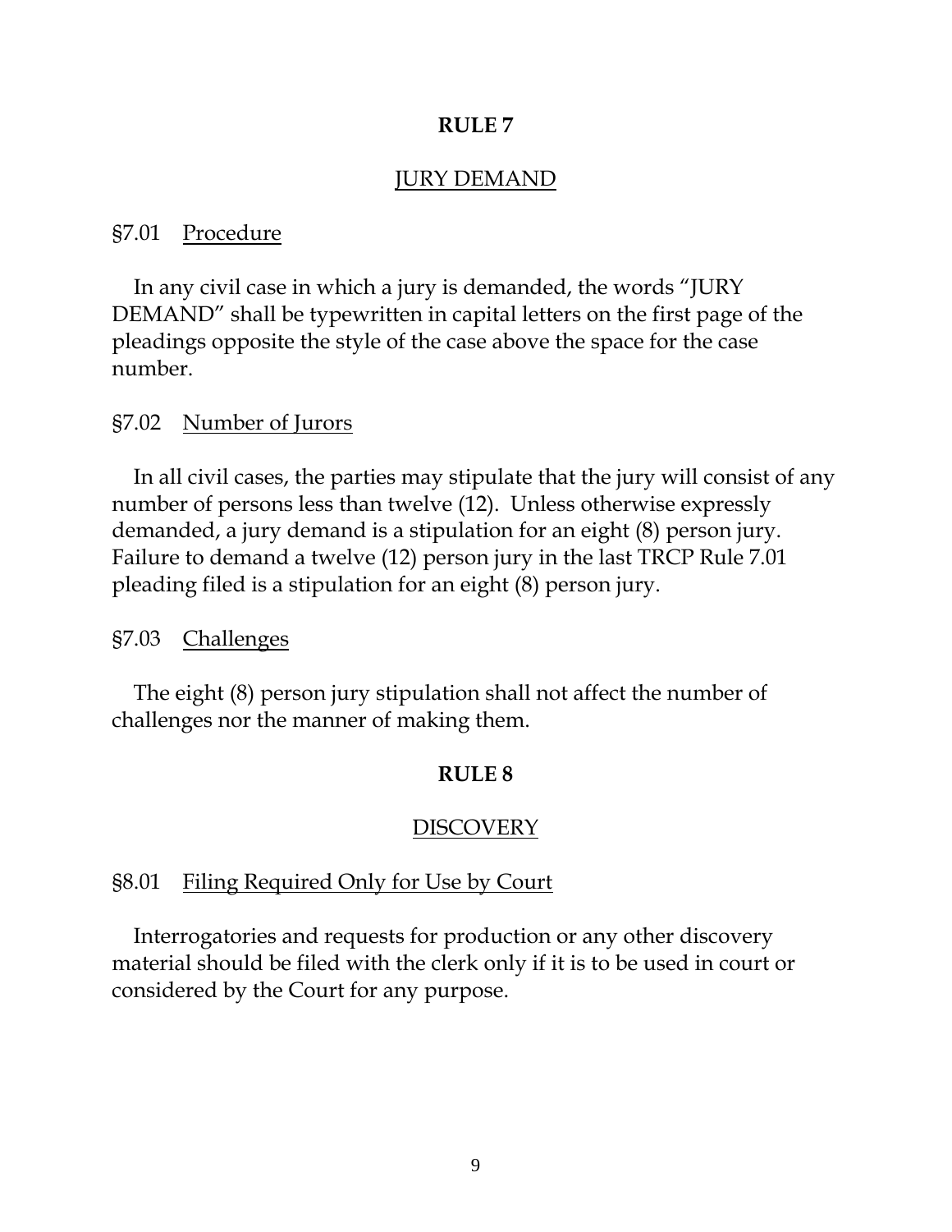## RULE 7

### JURY DEMAND

§7.01 Procedure

In any civil case in which a jury is demanded, the words "JURY DEMAND" shall be typewritten in capital letters on the first page of the pleadings opposite the style of the case above the space for the case number.

§7.02 Number of Jurors

In all civil cases, the parties may stipulate that the jury will consist of any number of persons less than twelve (12). Unless otherwise expressly demanded, a jury demand is a stipulation for an eight (8) person jury. Failure to demand a twelve (12) person jury in the last TRCP Rule 7.01 pleading filed is a stipulation for an eight (8) person jury.

§7.03 Challenges

The eight (8) person jury stipulation shall not affect the number of challenges nor the manner of making them.

## RULE 8

### DISCOVERY

§8.01 Filing Required Only for Use by Court

Interrogatories and requests for production or any other discovery material should be filed with the clerk only if it is to be used in court or considered by the Court for any purpose.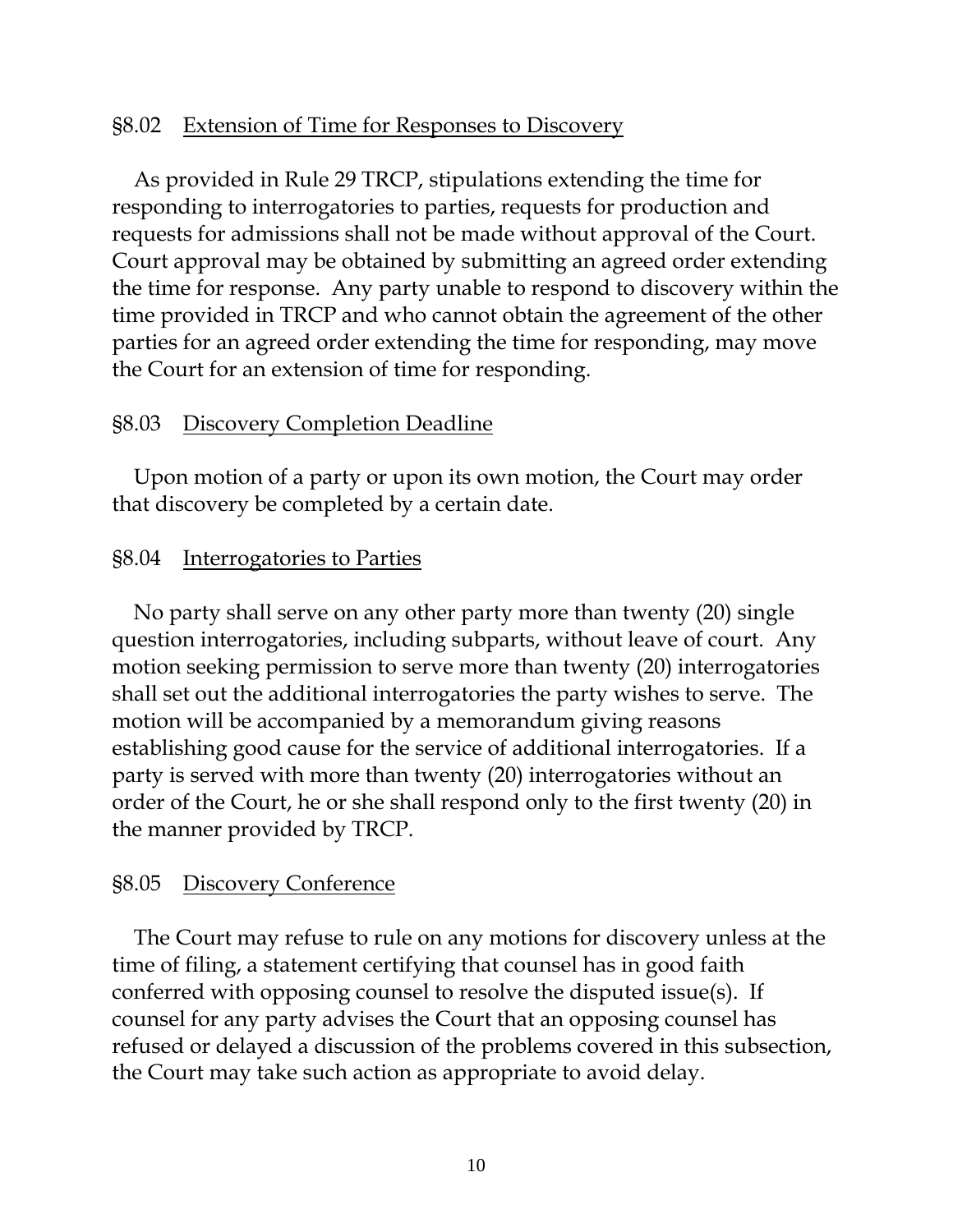## §8.02 Extension of Time for Responses to Discovery

As provided in Rule 29 TRCP, stipulations extending the time for responding to interrogatories to parties, requests for production and requests for admissions shall not be made without approval of the Court. Court approval may be obtained by submitting an agreed order extending the time for response. Any party unable to respond to discovery within the time provided in TRCP and who cannot obtain the agreement of the other parties for an agreed order extending the time for responding, may move the Court for an extension of time for responding.

## §8.03 Discovery Completion Deadline

Upon motion of a party or upon its own motion, the Court may order that discovery be completed by a certain date.

## §8.04 Interrogatories to Parties

No party shall serve on any other party more than twenty (20) single question interrogatories, including subparts, without leave of court. Any motion seeking permission to serve more than twenty (20) interrogatories shall set out the additional interrogatories the party wishes to serve. The motion will be accompanied by a memorandum giving reasons establishing good cause for the service of additional interrogatories. If a party is served with more than twenty (20) interrogatories without an order of the Court, he or she shall respond only to the first twenty (20) in the manner provided by TRCP.

## §8.05 Discovery Conference

The Court may refuse to rule on any motions for discovery unless at the time of filing, a statement certifying that counsel has in good faith conferred with opposing counsel to resolve the disputed issue(s). If counsel for any party advises the Court that an opposing counsel has refused or delayed a discussion of the problems covered in this subsection, the Court may take such action as appropriate to avoid delay.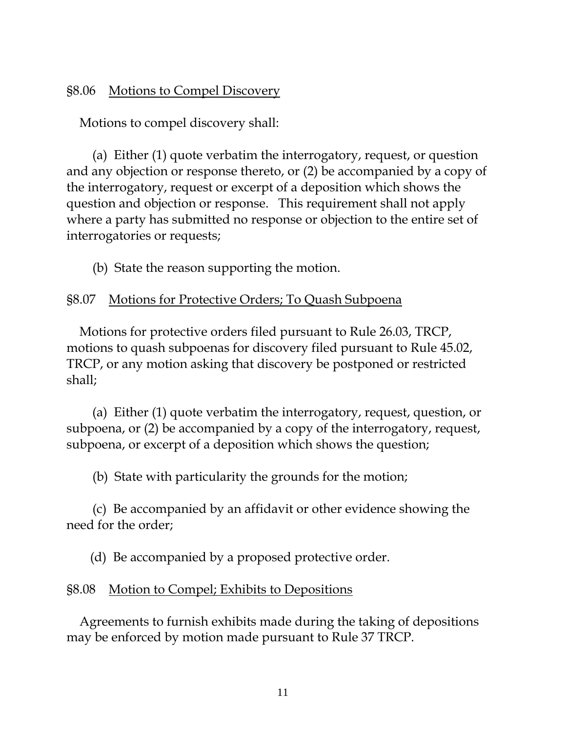## §8.06 Motions to Compel Discovery

Motions to compel discovery shall:

(a) Either (1) quote verbatim the interrogatory, request, or question and any objection or response thereto, or (2) be accompanied by a copy of the interrogatory, request or excerpt of a deposition which shows the question and objection or response. This requirement shall not apply where a party has submitted no response or objection to the entire set of interrogatories or requests;

(b) State the reason supporting the motion.

## §8.07 Motions for Protective Orders; To Quash Subpoena

Motions for protective orders filed pursuant to Rule 26.03, TRCP, motions to quash subpoenas for discovery filed pursuant to Rule 45.02, TRCP, or any motion asking that discovery be postponed or restricted shall;

(a) Either (1) quote verbatim the interrogatory, request, question, or subpoena, or (2) be accompanied by a copy of the interrogatory, request, subpoena, or excerpt of a deposition which shows the question;

(b) State with particularity the grounds for the motion;

(c) Be accompanied by an affidavit or other evidence showing the need for the order;

(d) Be accompanied by a proposed protective order.

## §8.08 Motion to Compel; Exhibits to Depositions

Agreements to furnish exhibits made during the taking of depositions may be enforced by motion made pursuant to Rule 37 TRCP.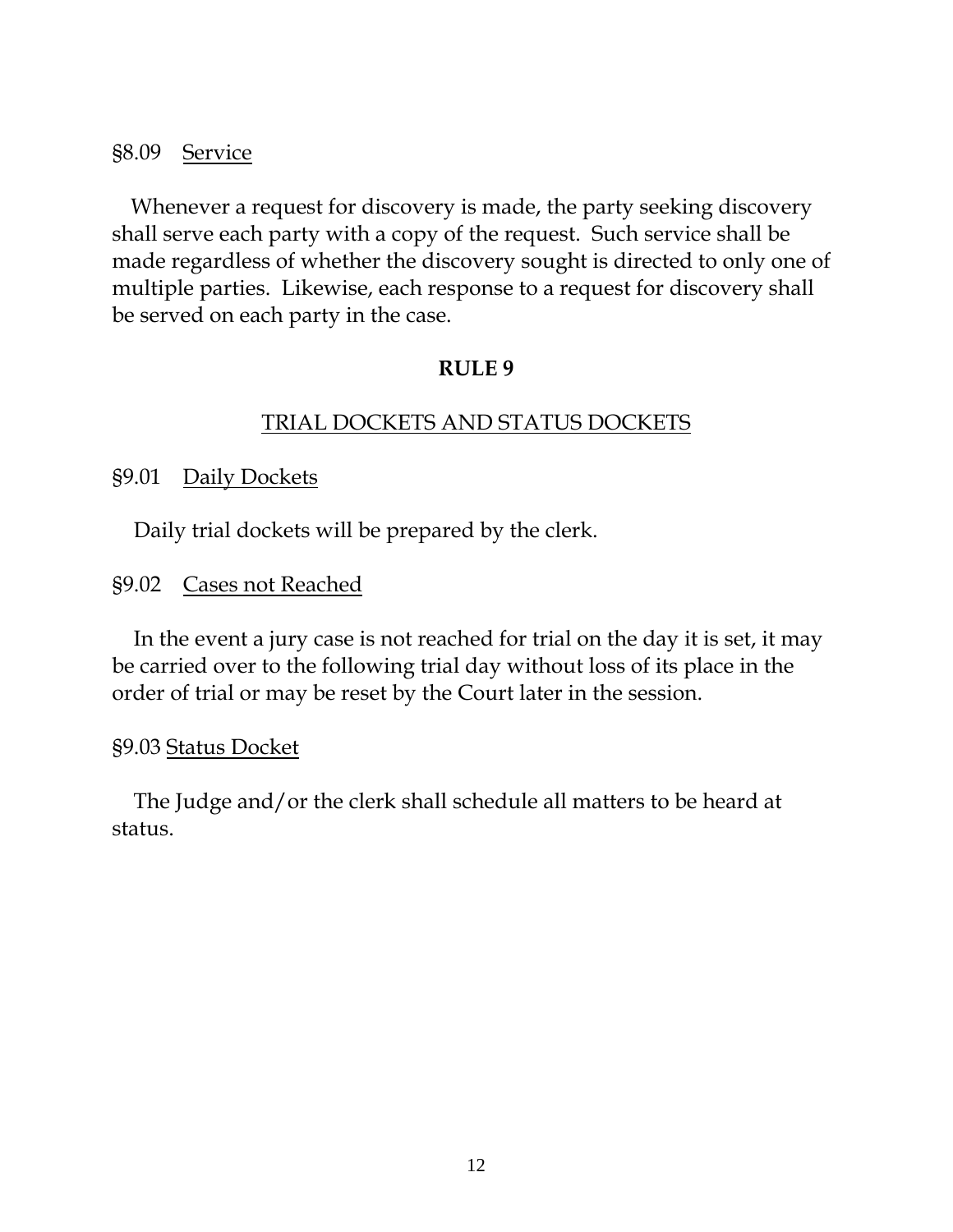§8.09 Service

Whenever a request for discovery is made, the party seeking discovery shall serve each party with a copy of the request. Such service shall be made regardless of whether the discovery sought is directed to only one of multiple parties. Likewise, each response to a request for discovery shall be served on each party in the case.

## RULE 9

## TRIAL DOCKETS AND STATUS DOCKETS

§9.01 Daily Dockets

Daily trial dockets will be prepared by the clerk.

§9.02 Cases not Reached

In the event a jury case is not reached for trial on the day it is set, it may be carried over to the following trial day without loss of its place in the order of trial or may be reset by the Court later in the session.

§9.03 Status Docket

The Judge and/or the clerk shall schedule all matters to be heard at status.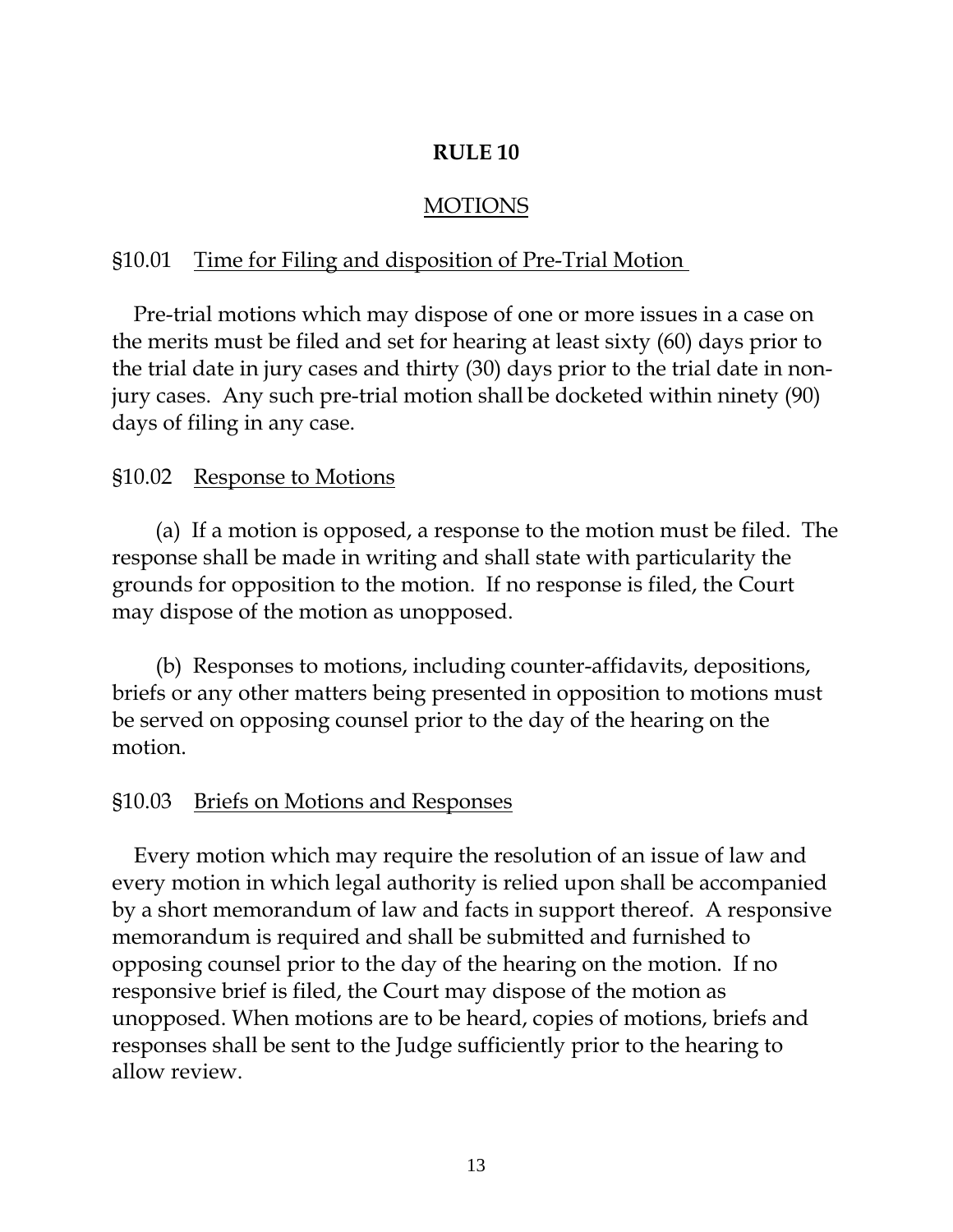# RULE 10

## MOTIONS

### §10.01 Time for Filing and disposition of Pre-Trial Motion

Pre-trial motions which may dispose of one or more issues in a case on the merits must be filed and set for hearing at least sixty (60) days prior to the trial date in jury cases and thirty (30) days prior to the trial date in non-jury cases. Any such pre-trial motion shall be docketed within ninety (90) days of filing in any case.

### §10.02 Response to Motions

(a) If a motion is opposed, a response to the motion must be filed. The response shall be made in writing and shall state with particularity the grounds for opposition to the motion. If no response is filed, the Court may dispose of the motion as unopposed.

(b) Responses to motions, including counter-affidavits, depositions, briefs or any other matters being presented in opposition to motions must be served on opposing counsel prior to the day of the hearing on the motion.

### §10.03 Briefs on Motions and Responses

Every motion which may require the resolution of an issue of law and every motion in which legal authority is relied upon shall be accompanied by a short memorandum of law and facts in support thereof. A responsive memorandum is required and shall be submitted and furnished to opposing counsel prior to the day of the hearing on the motion. If no responsive brief is filed, the Court may dispose of the motion as unopposed. When motions are to be heard, copies of motions, briefs and responses shall be sent to the Judge sufficiently prior to the hearing to allow review.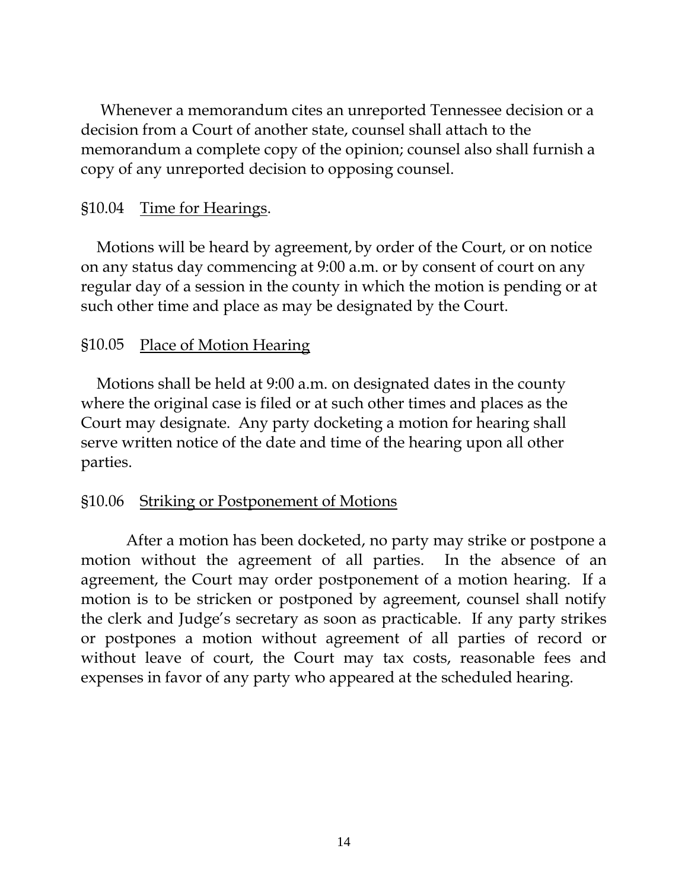Whenever a memorandum cites an unreported Tennessee decision or a decision from a Court of another state, counsel shall attach to the memorandum a complete copy of the opinion; counsel also shall furnish a copy of any unreported decision to opposing counsel.

§10.04 Time for Hearings.

Motions will be heard by agreement, by order of the Court, or on notice on any status day commencing at 9:00 a.m. or by consent of court on any regular day of a session in the county in which the motion is pending or at such other time and place as may be designated by the Court.

§10.05 Place of Motion Hearing

Motions shall be held at 9:00 a.m. on designated dates in the county where the original case is filed or at such other times and places as the Court may designate. Any party docketing a motion for hearing shall serve written notice of the date and time of the hearing upon all other parties.

§10.06 Striking or Postponement of Motions

After a motion has been docketed, no party may strike or postpone a motion without the agreement of all parties. In the absence of an agreement, the Court may order postponement of a motion hearing. If a motion is to be stricken or postponed by agreement, counsel shall notify the clerk and Judge's secretary as soon as practicable. If any party strikes or postpones a motion without agreement of all parties of record or without leave of court, the Court may tax costs, reasonable fees and expenses in favor of any party who appeared at the scheduled hearing.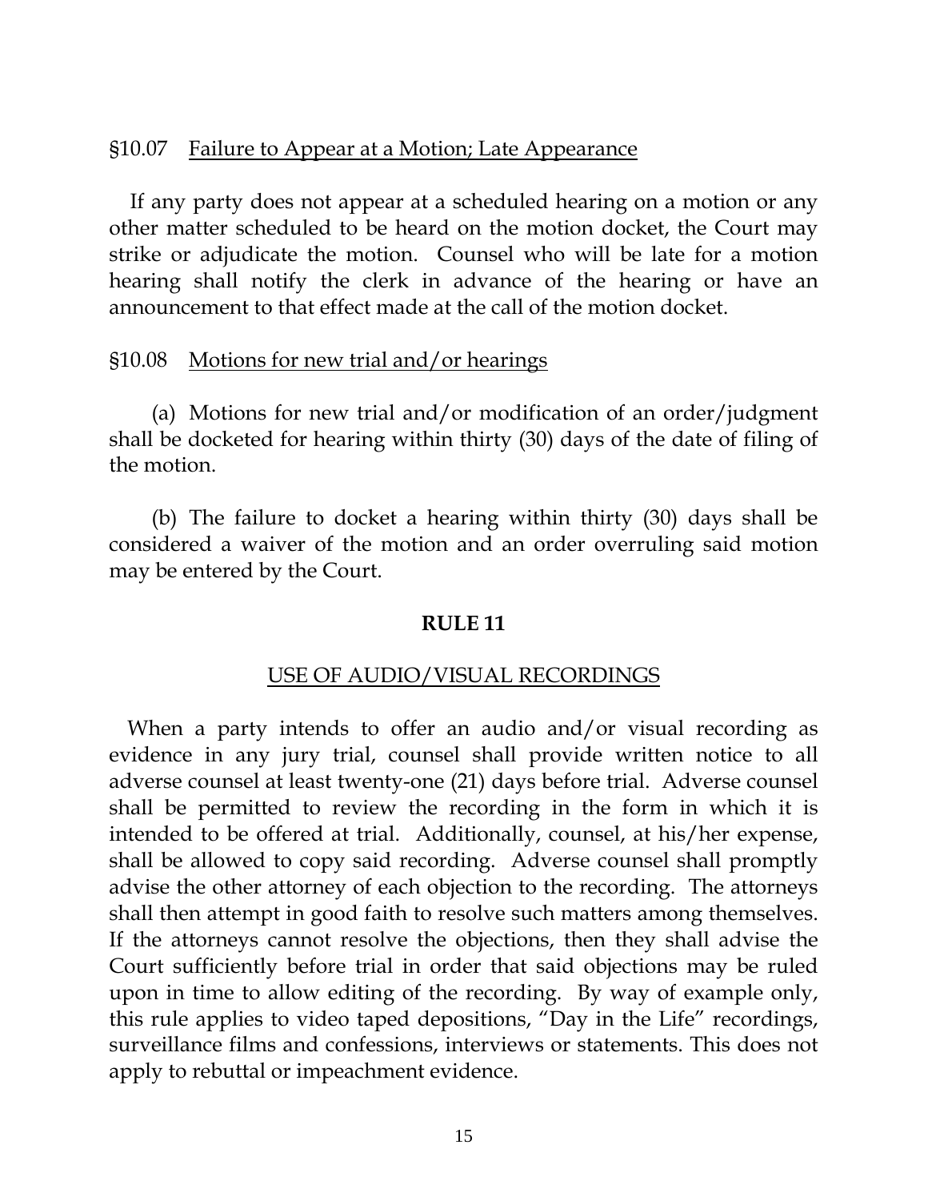### §10.07 Failure to Appear at a Motion; Late Appearance

If any party does not appear at a scheduled hearing on a motion or any other matter scheduled to be heard on the motion docket, the Court may strike or adjudicate the motion. Counsel who will be late for a motion hearing shall notify the clerk in advance of the hearing or have an announcement to that effect made at the call of the motion docket.

### §10.08 Motions for new trial and/or hearings

(a) Motions for new trial and/or modification of an order/judgment shall be docketed for hearing within thirty (30) days of the date of filing of the motion.

(b) The failure to docket a hearing within thirty (30) days shall be considered a waiver of the motion and an order overruling said motion may be entered by the Court.

## RULE 11

### USE OF AUDIO/VISUAL RECORDINGS

When a party intends to offer an audio and/or visual recording as evidence in any jury trial, counsel shall provide written notice to all adverse counsel at least twenty-one (21) days before trial. Adverse counsel shall be permitted to review the recording in the form in which it is intended to be offered at trial. Additionally, counsel, at his/her expense, shall be allowed to copy said recording. Adverse counsel shall promptly advise the other attorney of each objection to the recording. The attorneys shall then attempt in good faith to resolve such matters among themselves. If the attorneys cannot resolve the objections, then they shall advise the Court sufficiently before trial in order that said objections may be ruled upon in time to allow editing of the recording. By way of example only, this rule applies to video taped depositions, "Day in the Life" recordings, surveillance films and confessions, interviews or statements. This does not apply to rebuttal or impeachment evidence.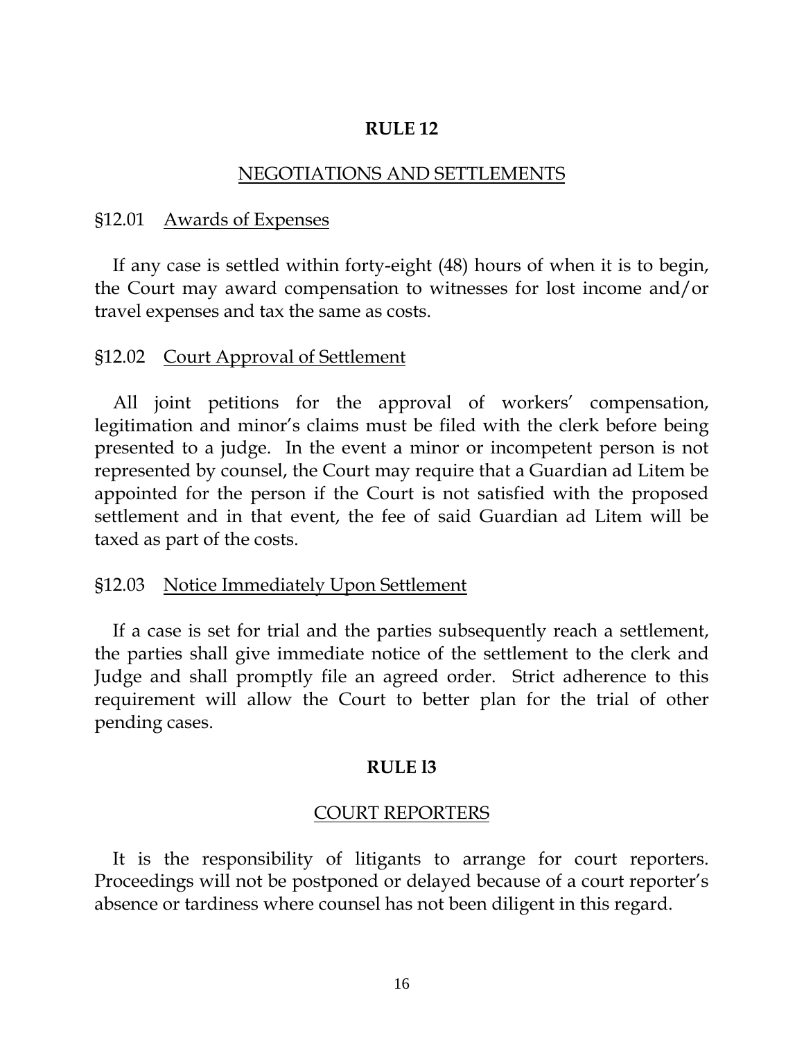## RULE 12

### NEGOTIATIONS AND SETTLEMENTS

§12.01 Awards of Expenses

If any case is settled within forty-eight (48) hours of when it is to begin, the Court may award compensation to witnesses for lost income and/or travel expenses and tax the same as costs.

§12.02 Court Approval of Settlement

All joint petitions for the approval of workers' compensation, legitimation and minor's claims must be filed with the clerk before being presented to a judge. In the event a minor or incompetent person is not represented by counsel, the Court may require that a Guardian ad Litem be appointed for the person if the Court is not satisfied with the proposed settlement and in that event, the fee of said Guardian ad Litem will be taxed as part of the costs.

§12.03 Notice Immediately Upon Settlement

If a case is set for trial and the parties subsequently reach a settlement, the parties shall give immediate notice of the settlement to the clerk and Judge and shall promptly file an agreed order. Strict adherence to this requirement will allow the Court to better plan for the trial of other pending cases.

## RULE l3

### COURT REPORTERS

It is the responsibility of litigants to arrange for court reporters. Proceedings will not be postponed or delayed because of a court reporter's absence or tardiness where counsel has not been diligent in this regard.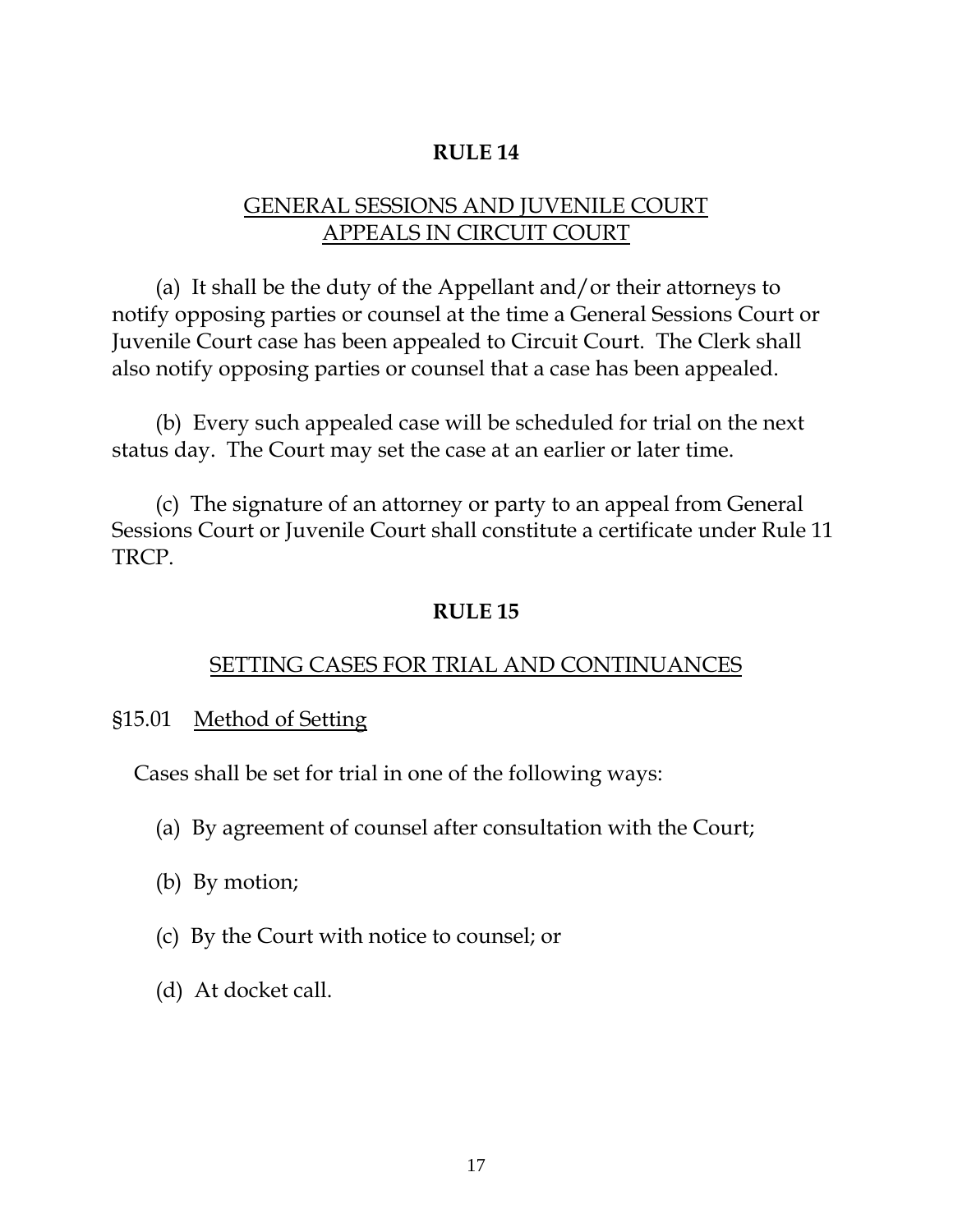## RULE 14

### GENERAL SESSIONS AND JUVENILE COURT APPEALS IN CIRCUIT COURT

(a) It shall be the duty of the Appellant and/or their attorneys to notify opposing parties or counsel at the time a General Sessions Court or Juvenile Court case has been appealed to Circuit Court. The Clerk shall also notify opposing parties or counsel that a case has been appealed.

(b) Every such appealed case will be scheduled for trial on the next status day. The Court may set the case at an earlier or later time.

(c) The signature of an attorney or party to an appeal from General Sessions Court or Juvenile Court shall constitute a certificate under Rule 11 TRCP.

## RULE 15

### SETTING CASES FOR TRIAL AND CONTINUANCES

§15.01 Method of Setting

Cases shall be set for trial in one of the following ways:

(a) By agreement of counsel after consultation with the Court;

(b) By motion;

(c) By the Court with notice to counsel; or

(d) At docket call.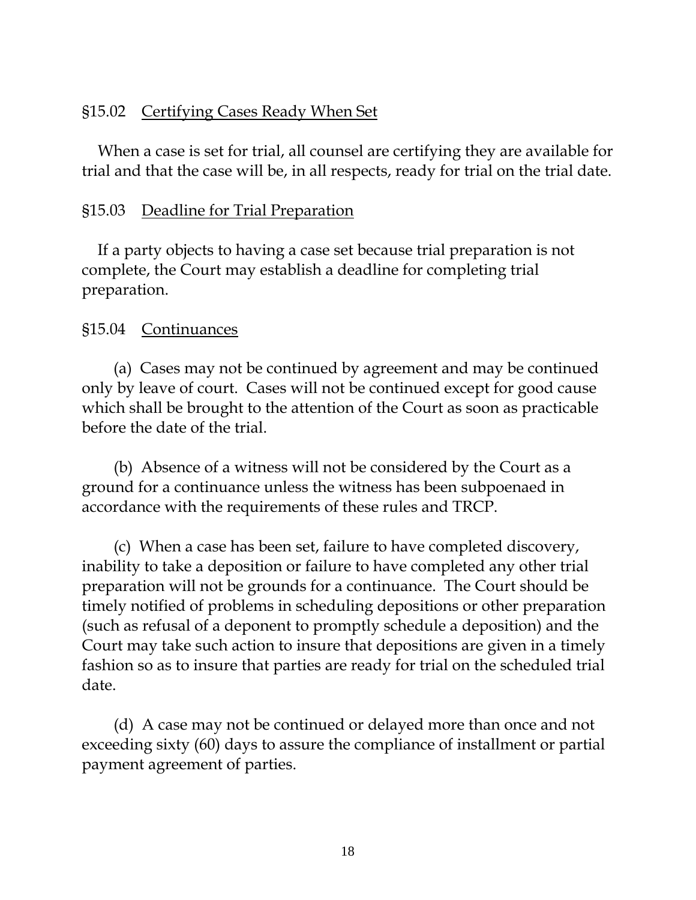## §15.02 Certifying Cases Ready When Set

When a case is set for trial, all counsel are certifying they are available for trial and that the case will be, in all respects, ready for trial on the trial date.

## §15.03 Deadline for Trial Preparation

If a party objects to having a case set because trial preparation is not complete, the Court may establish a deadline for completing trial preparation.

## §15.04 Continuances

(a) Cases may not be continued by agreement and may be continued only by leave of court. Cases will not be continued except for good cause which shall be brought to the attention of the Court as soon as practicable before the date of the trial.

(b) Absence of a witness will not be considered by the Court as a ground for a continuance unless the witness has been subpoenaed in accordance with the requirements of these rules and TRCP.

(c) When a case has been set, failure to have completed discovery, inability to take a deposition or failure to have completed any other trial preparation will not be grounds for a continuance. The Court should be timely notified of problems in scheduling depositions or other preparation (such as refusal of a deponent to promptly schedule a deposition) and the Court may take such action to insure that depositions are given in a timely fashion so as to insure that parties are ready for trial on the scheduled trial date.

(d) A case may not be continued or delayed more than once and not exceeding sixty (60) days to assure the compliance of installment or partial payment agreement of parties.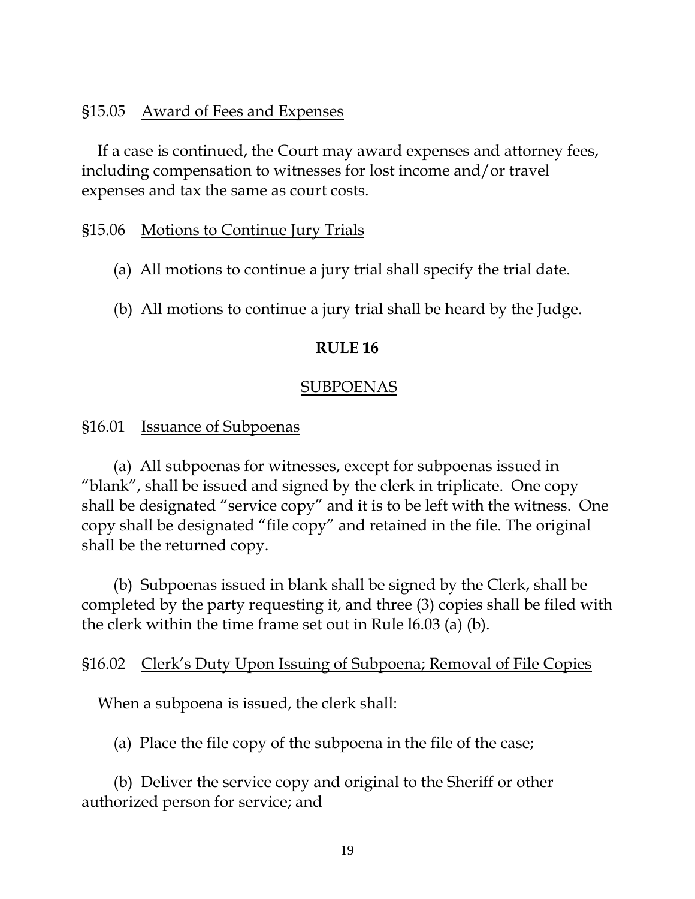§15.05 Award of Fees and Expenses

If a case is continued, the Court may award expenses and attorney fees, including compensation to witnesses for lost income and/or travel expenses and tax the same as court costs.

§15.06 Motions to Continue Jury Trials

(a) All motions to continue a jury trial shall specify the trial date.

(b) All motions to continue a jury trial shall be heard by the Judge.

## RULE 16

## SUBPOENAS

§16.01 Issuance of Subpoenas

(a) All subpoenas for witnesses, except for subpoenas issued in "blank", shall be issued and signed by the clerk in triplicate. One copy shall be designated "service copy" and it is to be left with the witness. One copy shall be designated "file copy" and retained in the file. The original shall be the returned copy.

(b) Subpoenas issued in blank shall be signed by the Clerk, shall be completed by the party requesting it, and three (3) copies shall be filed with the clerk within the time frame set out in Rule l6.03 (a) (b).

§16.02 Clerk's Duty Upon Issuing of Subpoena; Removal of File Copies

When a subpoena is issued, the clerk shall:

(a) Place the file copy of the subpoena in the file of the case;

(b) Deliver the service copy and original to the Sheriff or other authorized person for service; and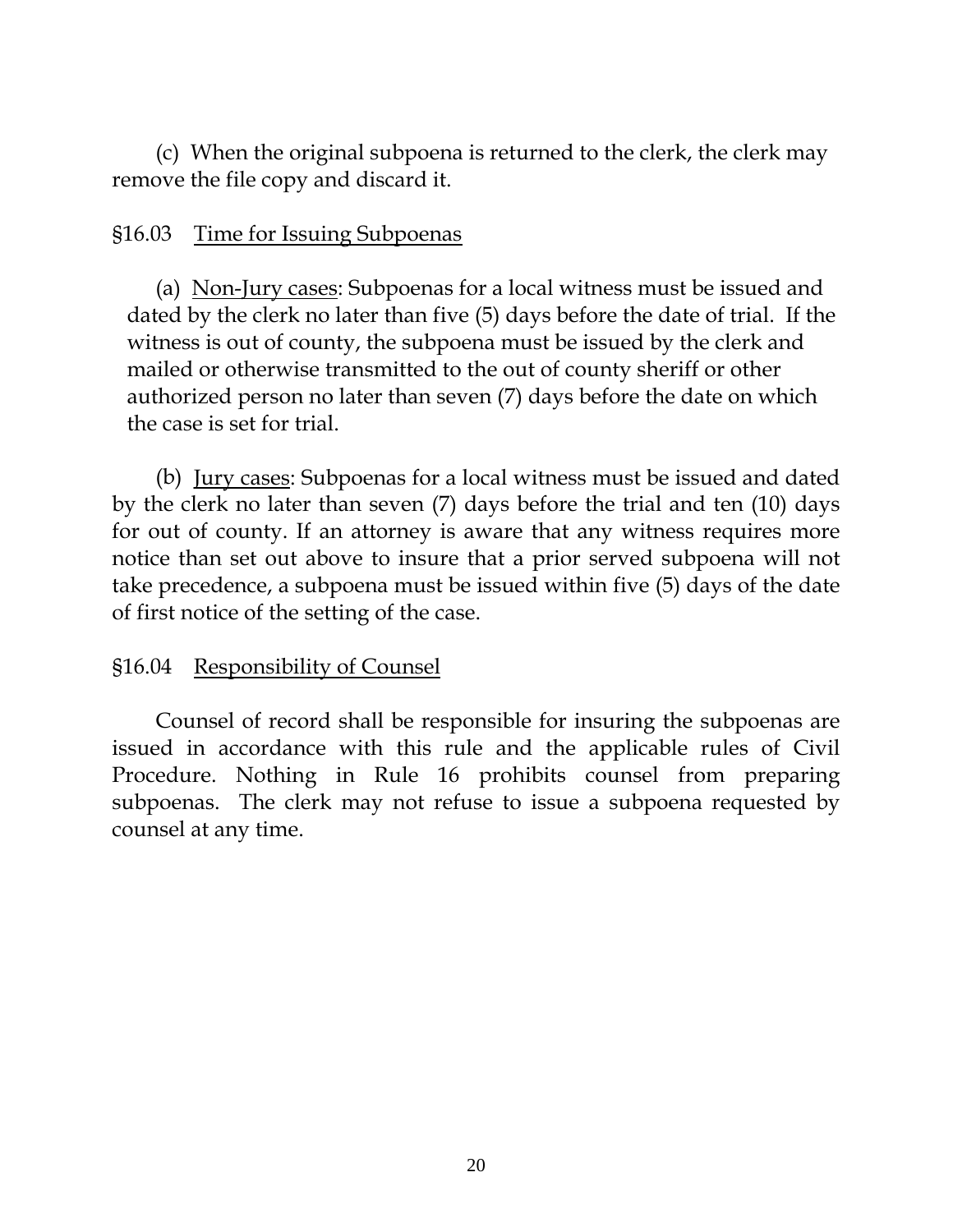(c) When the original subpoena is returned to the clerk, the clerk may remove the file copy and discard it.

## §16.03 Time for Issuing Subpoenas

(a) Non-Jury cases: Subpoenas for a local witness must be issued and dated by the clerk no later than five (5) days before the date of trial. If the witness is out of county, the subpoena must be issued by the clerk and mailed or otherwise transmitted to the out of county sheriff or other authorized person no later than seven (7) days before the date on which the case is set for trial.

(b) Jury cases: Subpoenas for a local witness must be issued and dated by the clerk no later than seven (7) days before the trial and ten (10) days for out of county. If an attorney is aware that any witness requires more notice than set out above to insure that a prior served subpoena will not take precedence, a subpoena must be issued within five (5) days of the date of first notice of the setting of the case.

## §16.04 Responsibility of Counsel

Counsel of record shall be responsible for insuring the subpoenas are issued in accordance with this rule and the applicable rules of Civil Procedure. Nothing in Rule 16 prohibits counsel from preparing subpoenas. The clerk may not refuse to issue a subpoena requested by counsel at any time.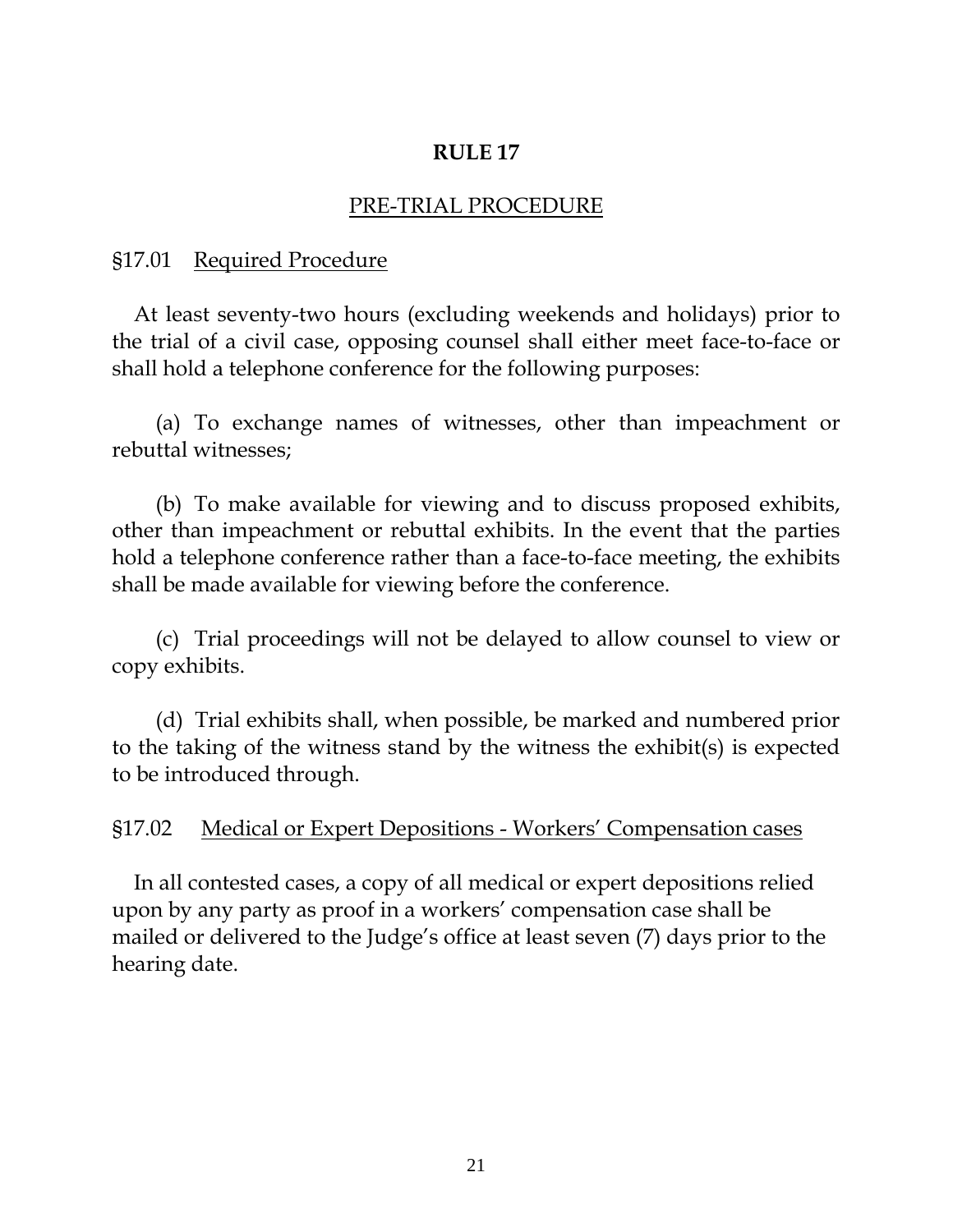# RULE 17

## PRE-TRIAL PROCEDURE

### §17.01 Required Procedure

At least seventy-two hours (excluding weekends and holidays) prior to the trial of a civil case, opposing counsel shall either meet face-to-face or shall hold a telephone conference for the following purposes:

(a) To exchange names of witnesses, other than impeachment or rebuttal witnesses;

(b) To make available for viewing and to discuss proposed exhibits, other than impeachment or rebuttal exhibits. In the event that the parties hold a telephone conference rather than a face-to-face meeting, the exhibits shall be made available for viewing before the conference.

(c) Trial proceedings will not be delayed to allow counsel to view or copy exhibits.

(d) Trial exhibits shall, when possible, be marked and numbered prior to the taking of the witness stand by the witness the exhibit(s) is expected to be introduced through.

### §17.02 Medical or Expert Depositions - Workers' Compensation cases

In all contested cases, a copy of all medical or expert depositions relied upon by any party as proof in a workers' compensation case shall be mailed or delivered to the Judge's office at least seven (7) days prior to the hearing date.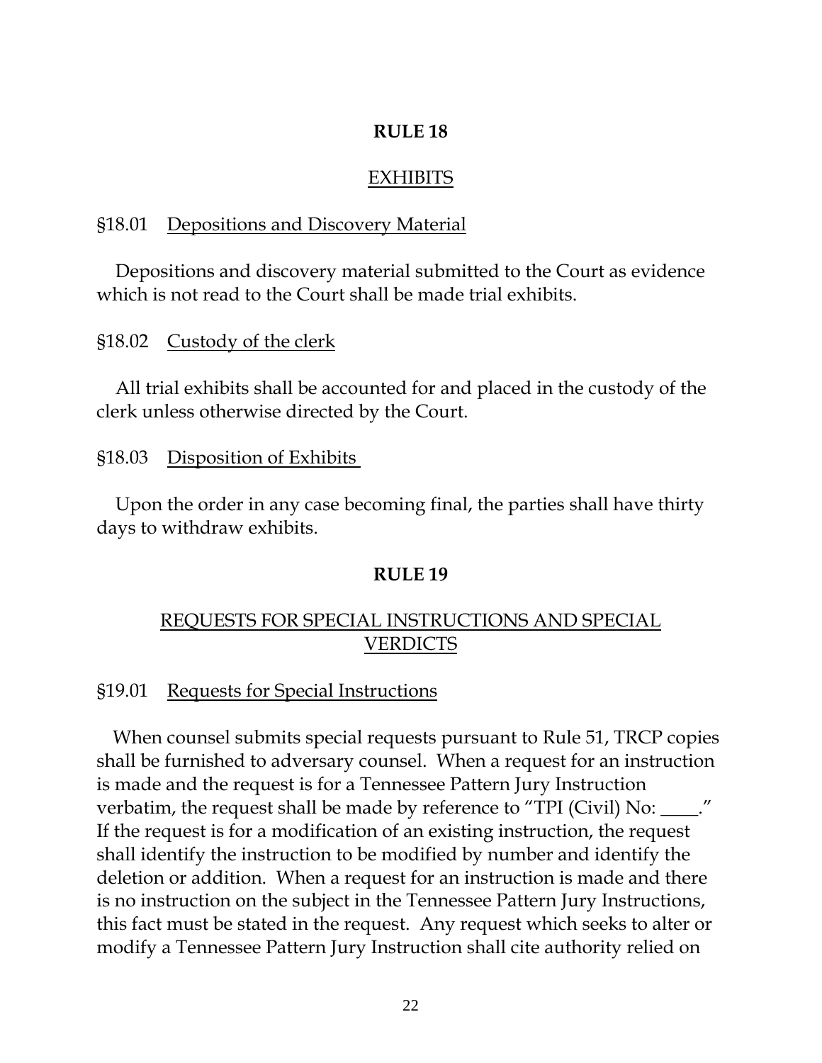## RULE 18

### EXHIBITS

§18.01 Depositions and Discovery Material

Depositions and discovery material submitted to the Court as evidence which is not read to the Court shall be made trial exhibits.

§18.02 Custody of the clerk

All trial exhibits shall be accounted for and placed in the custody of the clerk unless otherwise directed by the Court.

§18.03 Disposition of Exhibits

Upon the order in any case becoming final, the parties shall have thirty days to withdraw exhibits.

## RULE 19

### REQUESTS FOR SPECIAL INSTRUCTIONS AND SPECIAL VERDICTS

§19.01 Requests for Special Instructions

When counsel submits special requests pursuant to Rule 51, TRCP copies shall be furnished to adversary counsel. When a request for an instruction is made and the request is for a Tennessee Pattern Jury Instruction verbatim, the request shall be made by reference to "TPI (Civil) No: ____." If the request is for a modification of an existing instruction, the request shall identify the instruction to be modified by number and identify the deletion or addition. When a request for an instruction is made and there is no instruction on the subject in the Tennessee Pattern Jury Instructions, this fact must be stated in the request. Any request which seeks to alter or modify a Tennessee Pattern Jury Instruction shall cite authority relied on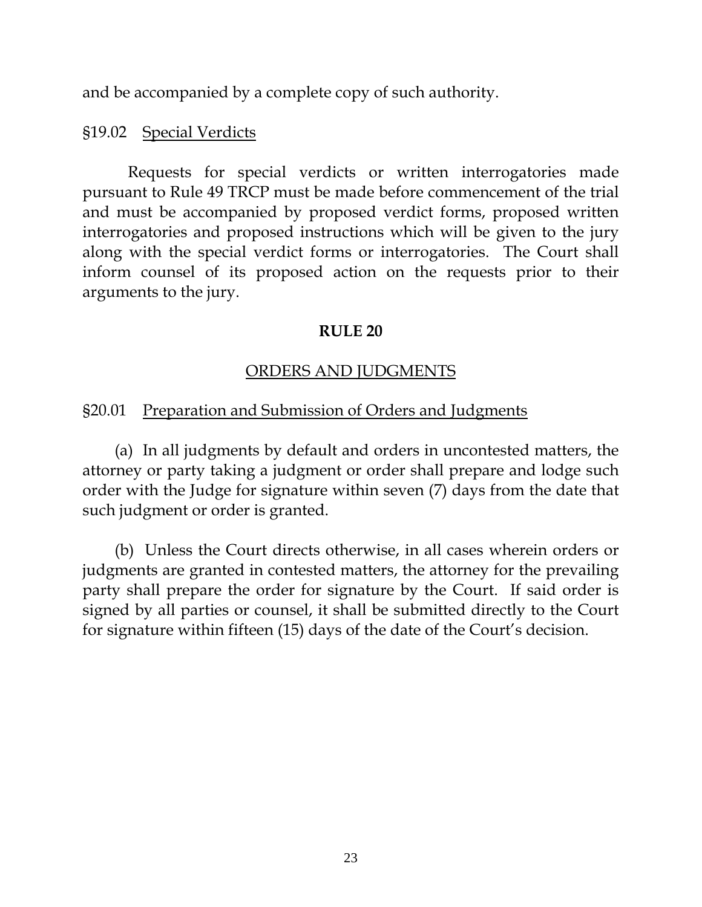and be accompanied by a complete copy of such authority.

§19.02 Special Verdicts

Requests for special verdicts or written interrogatories made pursuant to Rule 49 TRCP must be made before commencement of the trial and must be accompanied by proposed verdict forms, proposed written interrogatories and proposed instructions which will be given to the jury along with the special verdict forms or interrogatories. The Court shall inform counsel of its proposed action on the requests prior to their arguments to the jury.

## RULE 20

## ORDERS AND JUDGMENTS

§20.01 Preparation and Submission of Orders and Judgments

(a) In all judgments by default and orders in uncontested matters, the attorney or party taking a judgment or order shall prepare and lodge such order with the Judge for signature within seven (7) days from the date that such judgment or order is granted.

(b) Unless the Court directs otherwise, in all cases wherein orders or judgments are granted in contested matters, the attorney for the prevailing party shall prepare the order for signature by the Court. If said order is signed by all parties or counsel, it shall be submitted directly to the Court for signature within fifteen (15) days of the date of the Court's decision.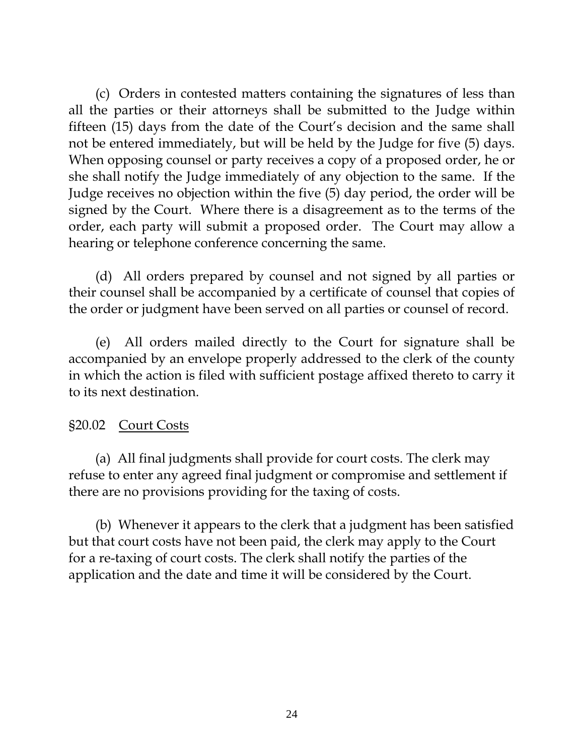(c) Orders in contested matters containing the signatures of less than all the parties or their attorneys shall be submitted to the Judge within fifteen (15) days from the date of the Court's decision and the same shall not be entered immediately, but will be held by the Judge for five (5) days. When opposing counsel or party receives a copy of a proposed order, he or she shall notify the Judge immediately of any objection to the same. If the Judge receives no objection within the five (5) day period, the order will be signed by the Court. Where there is a disagreement as to the terms of the order, each party will submit a proposed order. The Court may allow a hearing or telephone conference concerning the same.

(d) All orders prepared by counsel and not signed by all parties or their counsel shall be accompanied by a certificate of counsel that copies of the order or judgment have been served on all parties or counsel of record.

(e) All orders mailed directly to the Court for signature shall be accompanied by an envelope properly addressed to the clerk of the county in which the action is filed with sufficient postage affixed thereto to carry it to its next destination.

§20.02 Court Costs

(a) All final judgments shall provide for court costs. The clerk may refuse to enter any agreed final judgment or compromise and settlement if there are no provisions providing for the taxing of costs.

(b) Whenever it appears to the clerk that a judgment has been satisfied but that court costs have not been paid, the clerk may apply to the Court for a re-taxing of court costs. The clerk shall notify the parties of the application and the date and time it will be considered by the Court.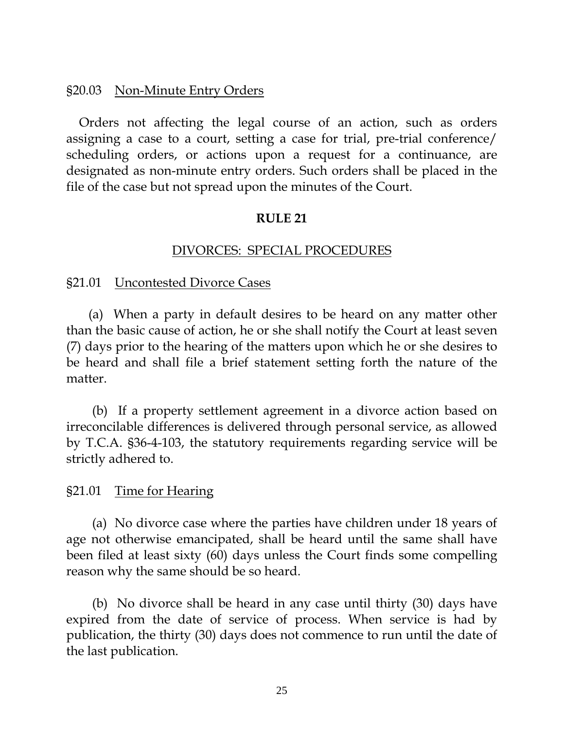§20.03 Non-Minute Entry Orders

Orders not affecting the legal course of an action, such as orders assigning a case to a court, setting a case for trial, pre-trial conference/ scheduling orders, or actions upon a request for a continuance, are designated as non-minute entry orders. Such orders shall be placed in the file of the case but not spread upon the minutes of the Court.

## RULE 21

### DIVORCES: SPECIAL PROCEDURES

§21.01 Uncontested Divorce Cases

(a) When a party in default desires to be heard on any matter other than the basic cause of action, he or she shall notify the Court at least seven (7) days prior to the hearing of the matters upon which he or she desires to be heard and shall file a brief statement setting forth the nature of the matter.

(b) If a property settlement agreement in a divorce action based on irreconcilable differences is delivered through personal service, as allowed by T.C.A. §36-4-103, the statutory requirements regarding service will be strictly adhered to.

§21.01 Time for Hearing

(a) No divorce case where the parties have children under 18 years of age not otherwise emancipated, shall be heard until the same shall have been filed at least sixty (60) days unless the Court finds some compelling reason why the same should be so heard.

(b) No divorce shall be heard in any case until thirty (30) days have expired from the date of service of process. When service is had by publication, the thirty (30) days does not commence to run until the date of the last publication.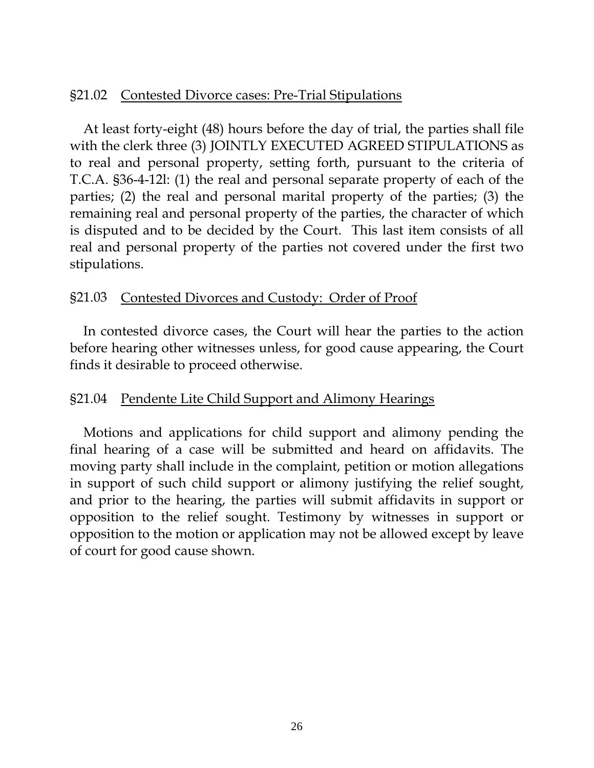## §21.02 Contested Divorce cases: Pre-Trial Stipulations

At least forty-eight (48) hours before the day of trial, the parties shall file with the clerk three (3) JOINTLY EXECUTED AGREED STIPULATIONS as to real and personal property, setting forth, pursuant to the criteria of T.C.A. §36-4-12l: (1) the real and personal separate property of each of the parties; (2) the real and personal marital property of the parties; (3) the remaining real and personal property of the parties, the character of which is disputed and to be decided by the Court. This last item consists of all real and personal property of the parties not covered under the first two stipulations.

## §21.03 Contested Divorces and Custody: Order of Proof

In contested divorce cases, the Court will hear the parties to the action before hearing other witnesses unless, for good cause appearing, the Court finds it desirable to proceed otherwise.

## §21.04 Pendente Lite Child Support and Alimony Hearings

Motions and applications for child support and alimony pending the final hearing of a case will be submitted and heard on affidavits. The moving party shall include in the complaint, petition or motion allegations in support of such child support or alimony justifying the relief sought, and prior to the hearing, the parties will submit affidavits in support or opposition to the relief sought. Testimony by witnesses in support or opposition to the motion or application may not be allowed except by leave of court for good cause shown.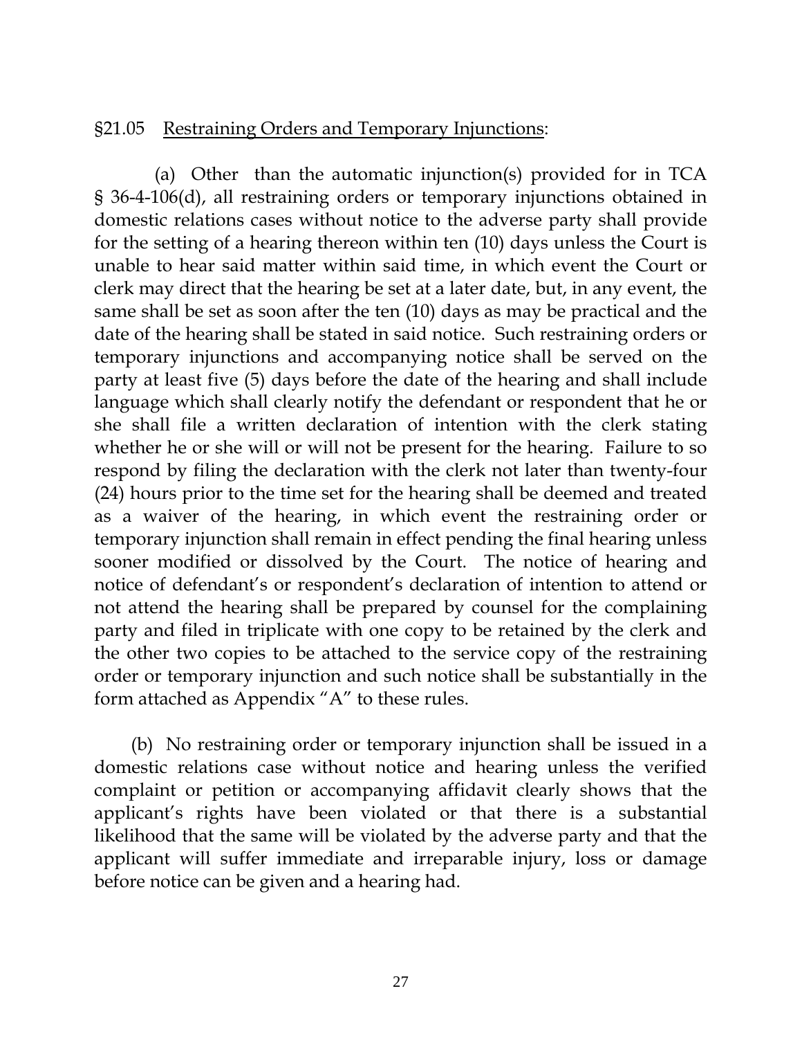§21.05 Restraining Orders and Temporary Injunctions:

(a) Other than the automatic injunction(s) provided for in TCA § 36-4-106(d), all restraining orders or temporary injunctions obtained in domestic relations cases without notice to the adverse party shall provide for the setting of a hearing thereon within ten (10) days unless the Court is unable to hear said matter within said time, in which event the Court or clerk may direct that the hearing be set at a later date, but, in any event, the same shall be set as soon after the ten (10) days as may be practical and the date of the hearing shall be stated in said notice. Such restraining orders or temporary injunctions and accompanying notice shall be served on the party at least five (5) days before the date of the hearing and shall include language which shall clearly notify the defendant or respondent that he or she shall file a written declaration of intention with the clerk stating whether he or she will or will not be present for the hearing. Failure to so respond by filing the declaration with the clerk not later than twenty-four (24) hours prior to the time set for the hearing shall be deemed and treated as a waiver of the hearing, in which event the restraining order or temporary injunction shall remain in effect pending the final hearing unless sooner modified or dissolved by the Court. The notice of hearing and notice of defendant's or respondent's declaration of intention to attend or not attend the hearing shall be prepared by counsel for the complaining party and filed in triplicate with one copy to be retained by the clerk and the other two copies to be attached to the service copy of the restraining order or temporary injunction and such notice shall be substantially in the form attached as Appendix "A" to these rules.

(b) No restraining order or temporary injunction shall be issued in a domestic relations case without notice and hearing unless the verified complaint or petition or accompanying affidavit clearly shows that the applicant's rights have been violated or that there is a substantial likelihood that the same will be violated by the adverse party and that the applicant will suffer immediate and irreparable injury, loss or damage before notice can be given and a hearing had.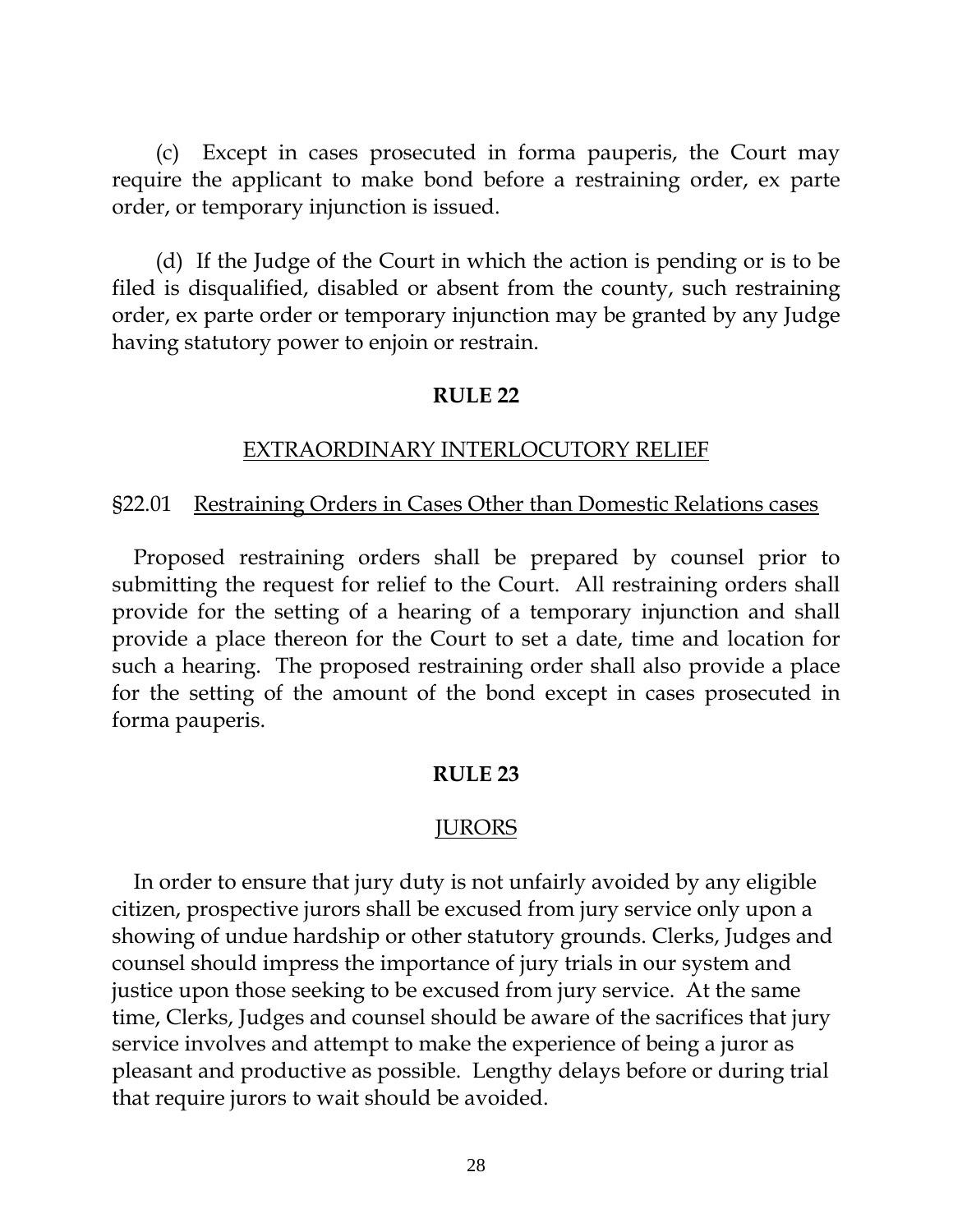(c) Except in cases prosecuted in forma pauperis, the Court may require the applicant to make bond before a restraining order, ex parte order, or temporary injunction is issued.

(d) If the Judge of the Court in which the action is pending or is to be filed is disqualified, disabled or absent from the county, such restraining order, ex parte order or temporary injunction may be granted by any Judge having statutory power to enjoin or restrain.

## RULE 22

### EXTRAORDINARY INTERLOCUTORY RELIEF

§22.01 Restraining Orders in Cases Other than Domestic Relations cases

Proposed restraining orders shall be prepared by counsel prior to submitting the request for relief to the Court. All restraining orders shall provide for the setting of a hearing of a temporary injunction and shall provide a place thereon for the Court to set a date, time and location for such a hearing. The proposed restraining order shall also provide a place for the setting of the amount of the bond except in cases prosecuted in forma pauperis.

## RULE 23

### JURORS

In order to ensure that jury duty is not unfairly avoided by any eligible citizen, prospective jurors shall be excused from jury service only upon a showing of undue hardship or other statutory grounds. Clerks, Judges and counsel should impress the importance of jury trials in our system and justice upon those seeking to be excused from jury service. At the same time, Clerks, Judges and counsel should be aware of the sacrifices that jury service involves and attempt to make the experience of being a juror as pleasant and productive as possible. Lengthy delays before or during trial that require jurors to wait should be avoided.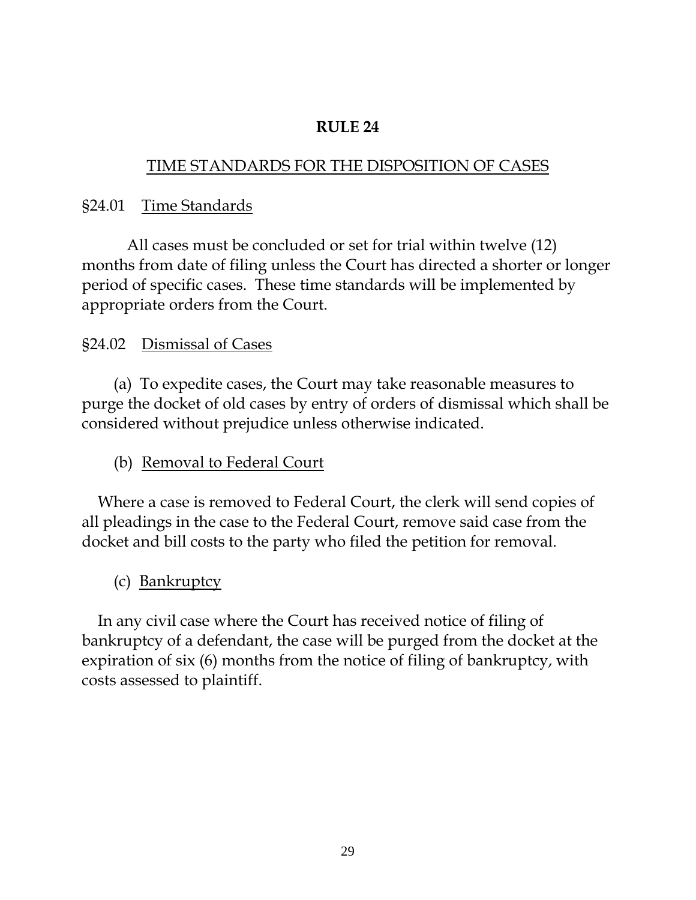# RULE 24

## TIME STANDARDS FOR THE DISPOSITION OF CASES

### §24.01 Time Standards

All cases must be concluded or set for trial within twelve (12) months from date of filing unless the Court has directed a shorter or longer period of specific cases. These time standards will be implemented by appropriate orders from the Court.

### §24.02 Dismissal of Cases

(a) To expedite cases, the Court may take reasonable measures to purge the docket of old cases by entry of orders of dismissal which shall be considered without prejudice unless otherwise indicated.

(b) Removal to Federal Court

Where a case is removed to Federal Court, the clerk will send copies of all pleadings in the case to the Federal Court, remove said case from the docket and bill costs to the party who filed the petition for removal.

(c) Bankruptcy

In any civil case where the Court has received notice of filing of bankruptcy of a defendant, the case will be purged from the docket at the expiration of six (6) months from the notice of filing of bankruptcy, with costs assessed to plaintiff.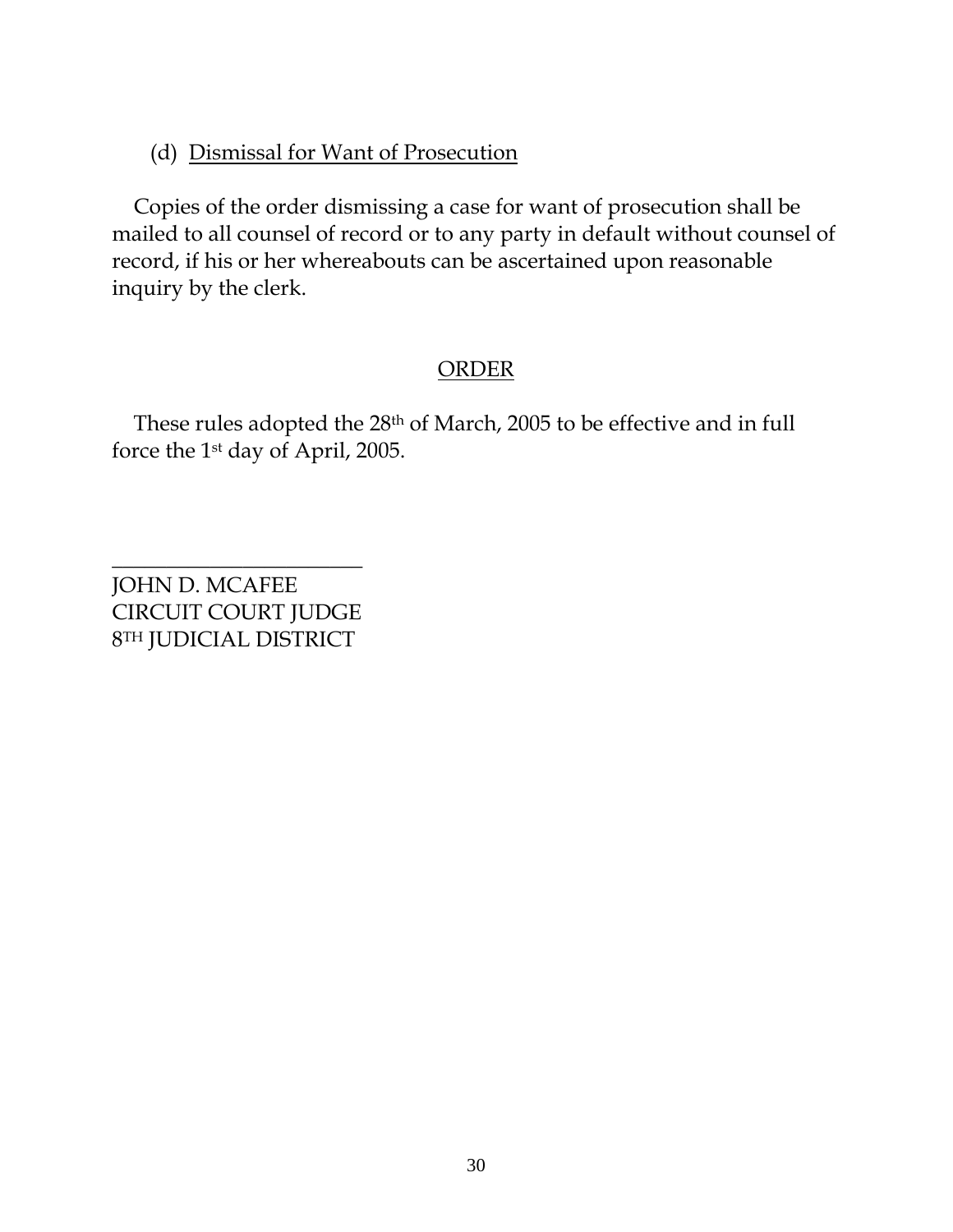(d) Dismissal for Want of Prosecution

Copies of the order dismissing a case for want of prosecution shall be mailed to all counsel of record or to any party in default without counsel of record, if his or her whereabouts can be ascertained upon reasonable inquiry by the clerk.

## ORDER

These rules adopted the 28th of March, 2005 to be effective and in full force the 1st day of April, 2005.

\_\_\_\_\_\_\_\_\_\_\_\_\_\_\_\_\_\_\_\_\_\_\_\_

JOHN D. MCAFEE
CIRCUIT COURT JUDGE
8TH JUDICIAL DISTRICT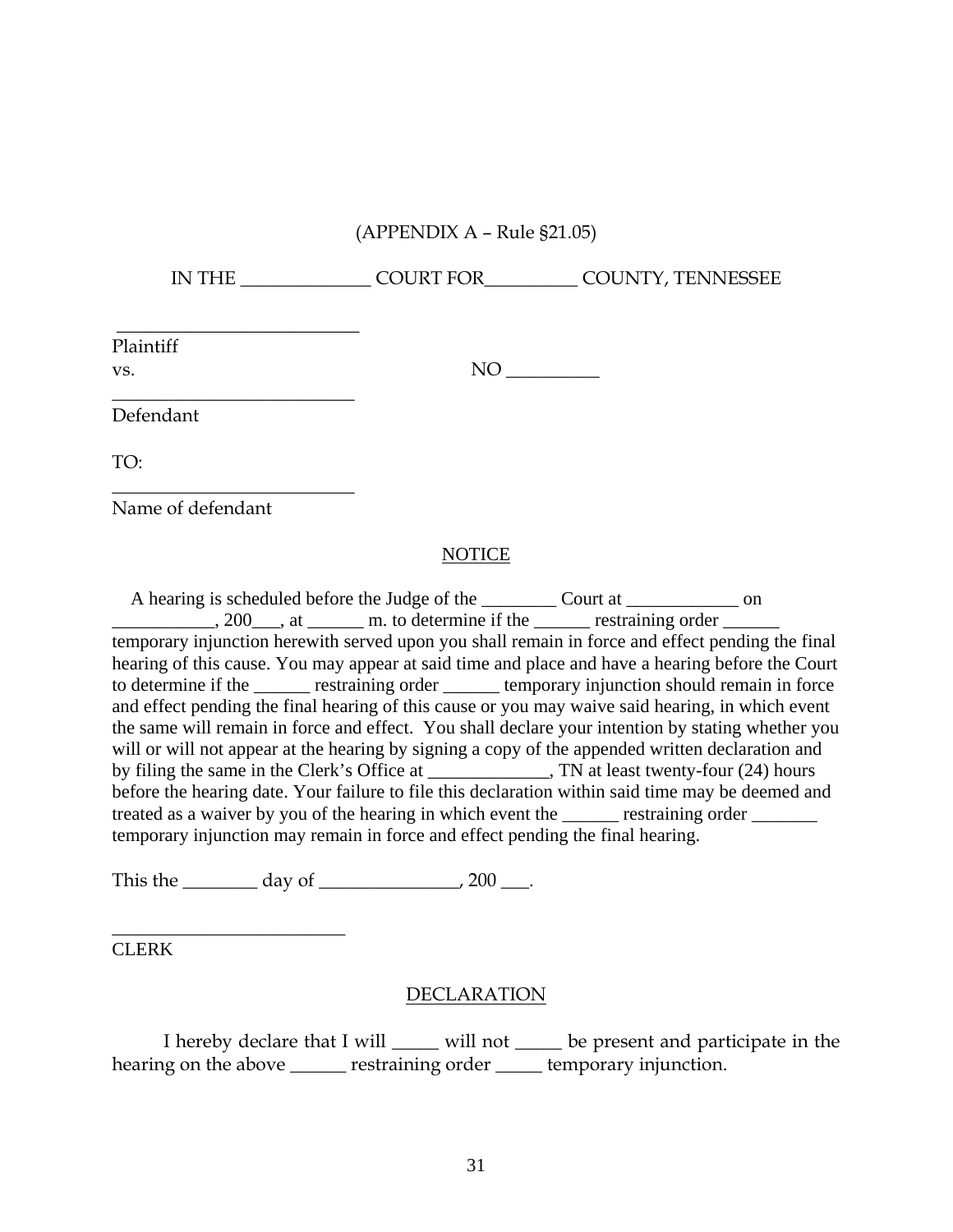(APPENDIX A – Rule §21.05)

IN THE ______________ COURT FOR__________ COUNTY, TENNESSEE

__________________________
Plaintiff
vs.                                                                  NO __________
__________________________
Defendant

TO:
__________________________
Name of defendant

NOTICE

A hearing is scheduled before the Judge of the ________ Court at ____________ on ___________, 200___, at ______ m. to determine if the ______ restraining order ______ temporary injunction herewith served upon you shall remain in force and effect pending the final hearing of this cause. You may appear at said time and place and have a hearing before the Court to determine if the ______ restraining order ______ temporary injunction should remain in force and effect pending the final hearing of this cause or you may waive said hearing, in which event the same will remain in force and effect. You shall declare your intention by stating whether you will or will not appear at the hearing by signing a copy of the appended written declaration and by filing the same in the Clerk's Office at _____________, TN at least twenty-four (24) hours before the hearing date. Your failure to file this declaration within said time may be deemed and treated as a waiver by you of the hearing in which event the ______ restraining order _______ temporary injunction may remain in force and effect pending the final hearing.

This the ________ day of _______________, 200 ___.

_________________________
CLERK

DECLARATION

I hereby declare that I will _____ will not _____ be present and participate in the hearing on the above ______ restraining order _____ temporary injunction.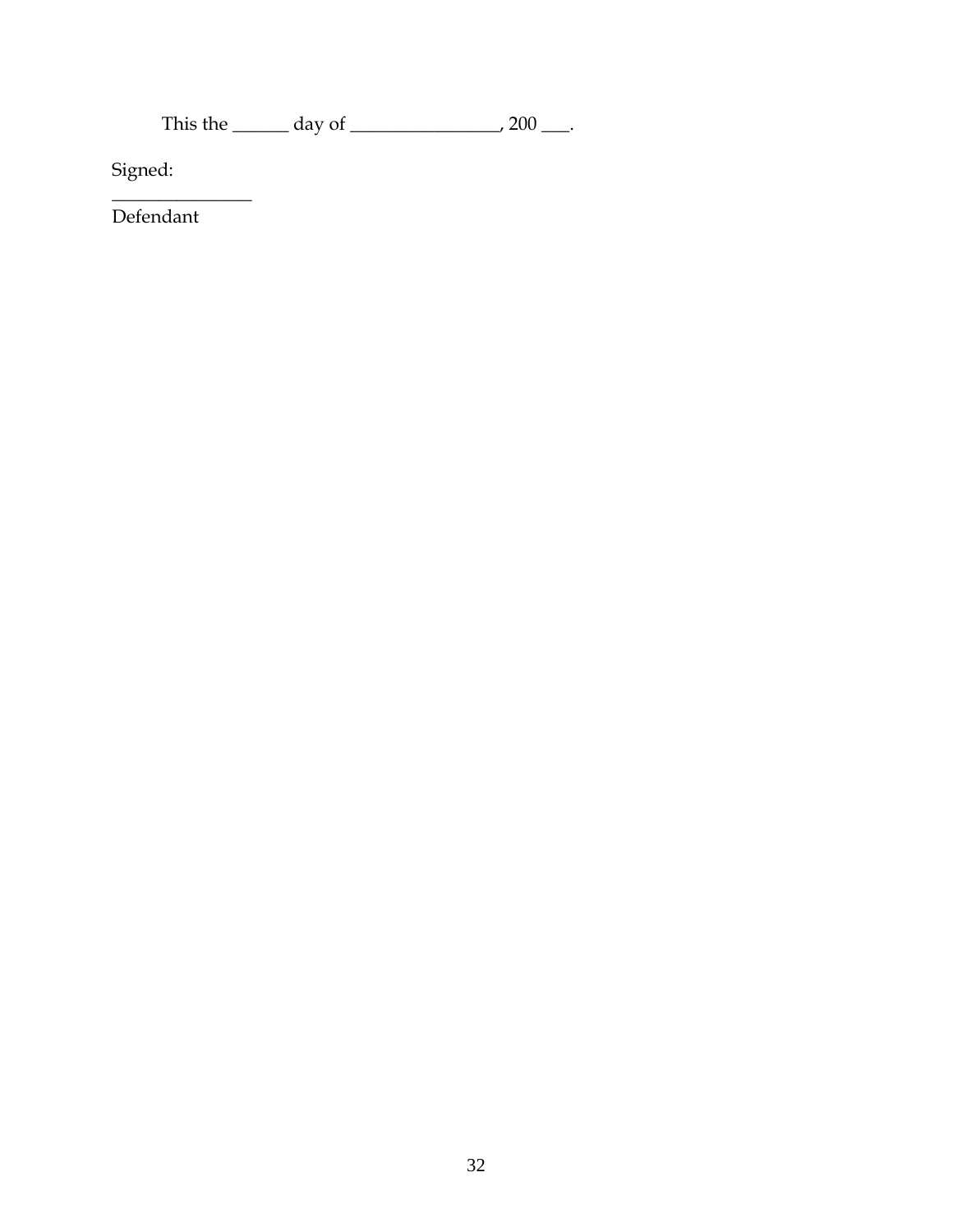This the ______ day of ________________, 200 ___.

Signed:

_______________
Defendant